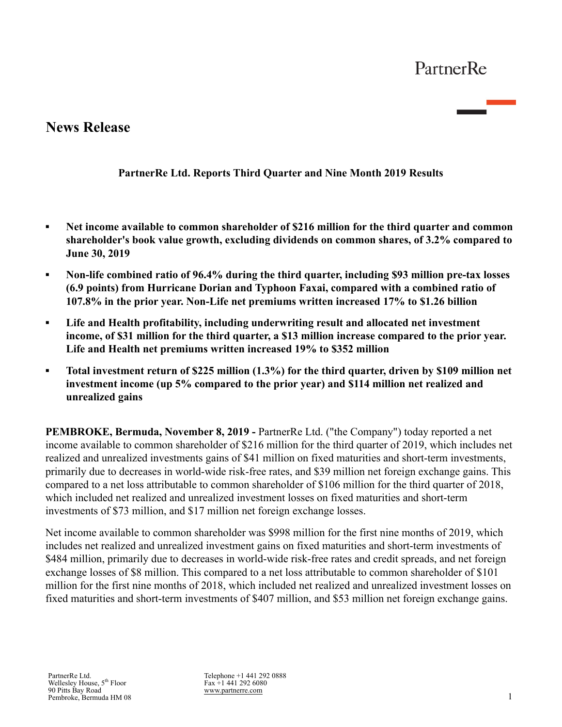PartnerRe

# News Release

**PartnerRe Ltd. Reports Third Quarter and Nine Month 2019 Results**

- **Net income available to common shareholder of $216 million for the third quarter and common shareholder's book value growth, excluding dividends on common shares, of 3.2% compared to June 30, 2019**
- **Non-life combined ratio of 96.4% during the third quarter, including $93 million pre-tax losses (6.9 points) from Hurricane Dorian and Typhoon Faxai, compared with a combined ratio of 107.8% in the prior year. Non-Life net premiums written increased 17% to $1.26 billion**
- **Life and Health profitability, including underwriting result and allocated net investment income, of $31 million for the third quarter, a $13 million increase compared to the prior year. Life and Health net premiums written increased 19% to $352 million**
- **Total investment return of $225 million (1.3%) for the third quarter, driven by $109 million net investment income (up 5% compared to the prior year) and $114 million net realized and unrealized gains**

**PEMBROKE, Bermuda, November 8, 2019 -** PartnerRe Ltd. ("the Company") today reported a net income available to common shareholder of $216 million for the third quarter of 2019, which includes net realized and unrealized investments gains of $41 million on fixed maturities and short-term investments, primarily due to decreases in world-wide risk-free rates, and $39 million net foreign exchange gains. This compared to a net loss attributable to common shareholder of $106 million for the third quarter of 2018, which included net realized and unrealized investment losses on fixed maturities and short-term investments of $73 million, and $17 million net foreign exchange losses.

Net income available to common shareholder was $998 million for the first nine months of 2019, which includes net realized and unrealized investment gains on fixed maturities and short-term investments of $484 million, primarily due to decreases in world-wide risk-free rates and credit spreads, and net foreign exchange losses of $8 million. This compared to a net loss attributable to common shareholder of $101 million for the first nine months of 2018, which included net realized and unrealized investment losses on fixed maturities and short-term investments of $407 million, and $53 million net foreign exchange gains.

PartnerRe Ltd.
Wellesley House, 5th Floor
90 Pitts Bay Road
Pembroke, Bermuda HM 08

Telephone +1 441 292 0888
Fax +1 441 292 6080
www.partnerre.com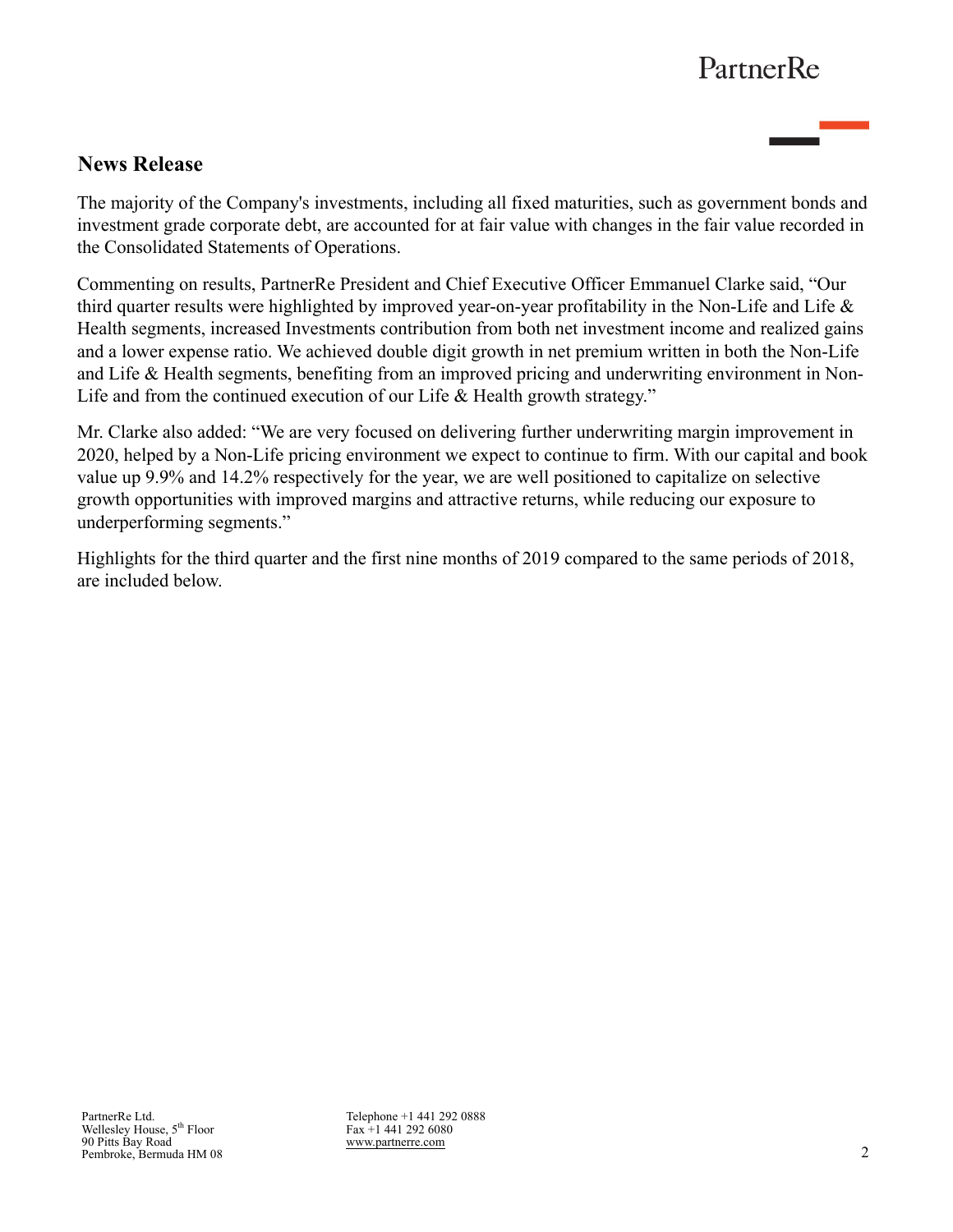## News Release

The majority of the Company's investments, including all fixed maturities, such as government bonds and investment grade corporate debt, are accounted for at fair value with changes in the fair value recorded in the Consolidated Statements of Operations.

Commenting on results, PartnerRe President and Chief Executive Officer Emmanuel Clarke said, "Our third quarter results were highlighted by improved year-on-year profitability in the Non-Life and Life & Health segments, increased Investments contribution from both net investment income and realized gains and a lower expense ratio. We achieved double digit growth in net premium written in both the Non-Life and Life & Health segments, benefiting from an improved pricing and underwriting environment in Non-Life and from the continued execution of our Life & Health growth strategy."

Mr. Clarke also added: "We are very focused on delivering further underwriting margin improvement in 2020, helped by a Non-Life pricing environment we expect to continue to firm. With our capital and book value up 9.9% and 14.2% respectively for the year, we are well positioned to capitalize on selective growth opportunities with improved margins and attractive returns, while reducing our exposure to underperforming segments."

Highlights for the third quarter and the first nine months of 2019 compared to the same periods of 2018, are included below.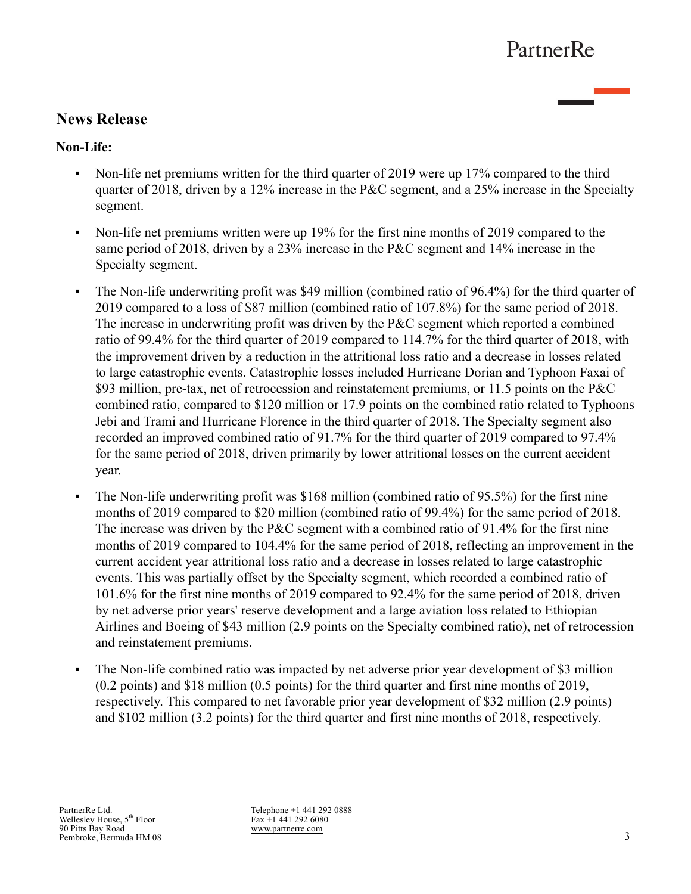## News Release

**Non-Life:**

- Non-life net premiums written for the third quarter of 2019 were up 17% compared to the third quarter of 2018, driven by a 12% increase in the P&C segment, and a 25% increase in the Specialty segment.
- Non-life net premiums written were up 19% for the first nine months of 2019 compared to the same period of 2018, driven by a 23% increase in the P&C segment and 14% increase in the Specialty segment.
- The Non-life underwriting profit was $49 million (combined ratio of 96.4%) for the third quarter of 2019 compared to a loss of $87 million (combined ratio of 107.8%) for the same period of 2018. The increase in underwriting profit was driven by the P&C segment which reported a combined ratio of 99.4% for the third quarter of 2019 compared to 114.7% for the third quarter of 2018, with the improvement driven by a reduction in the attritional loss ratio and a decrease in losses related to large catastrophic events. Catastrophic losses included Hurricane Dorian and Typhoon Faxai of $93 million, pre-tax, net of retrocession and reinstatement premiums, or 11.5 points on the P&C combined ratio, compared to $120 million or 17.9 points on the combined ratio related to Typhoons Jebi and Trami and Hurricane Florence in the third quarter of 2018. The Specialty segment also recorded an improved combined ratio of 91.7% for the third quarter of 2019 compared to 97.4% for the same period of 2018, driven primarily by lower attritional losses on the current accident year.
- The Non-life underwriting profit was $168 million (combined ratio of 95.5%) for the first nine months of 2019 compared to $20 million (combined ratio of 99.4%) for the same period of 2018. The increase was driven by the P&C segment with a combined ratio of 91.4% for the first nine months of 2019 compared to 104.4% for the same period of 2018, reflecting an improvement in the current accident year attritional loss ratio and a decrease in losses related to large catastrophic events. This was partially offset by the Specialty segment, which recorded a combined ratio of 101.6% for the first nine months of 2019 compared to 92.4% for the same period of 2018, driven by net adverse prior years' reserve development and a large aviation loss related to Ethiopian Airlines and Boeing of $43 million (2.9 points on the Specialty combined ratio), net of retrocession and reinstatement premiums.
- The Non-life combined ratio was impacted by net adverse prior year development of $3 million (0.2 points) and $18 million (0.5 points) for the third quarter and first nine months of 2019, respectively. This compared to net favorable prior year development of $32 million (2.9 points) and $102 million (3.2 points) for the third quarter and first nine months of 2018, respectively.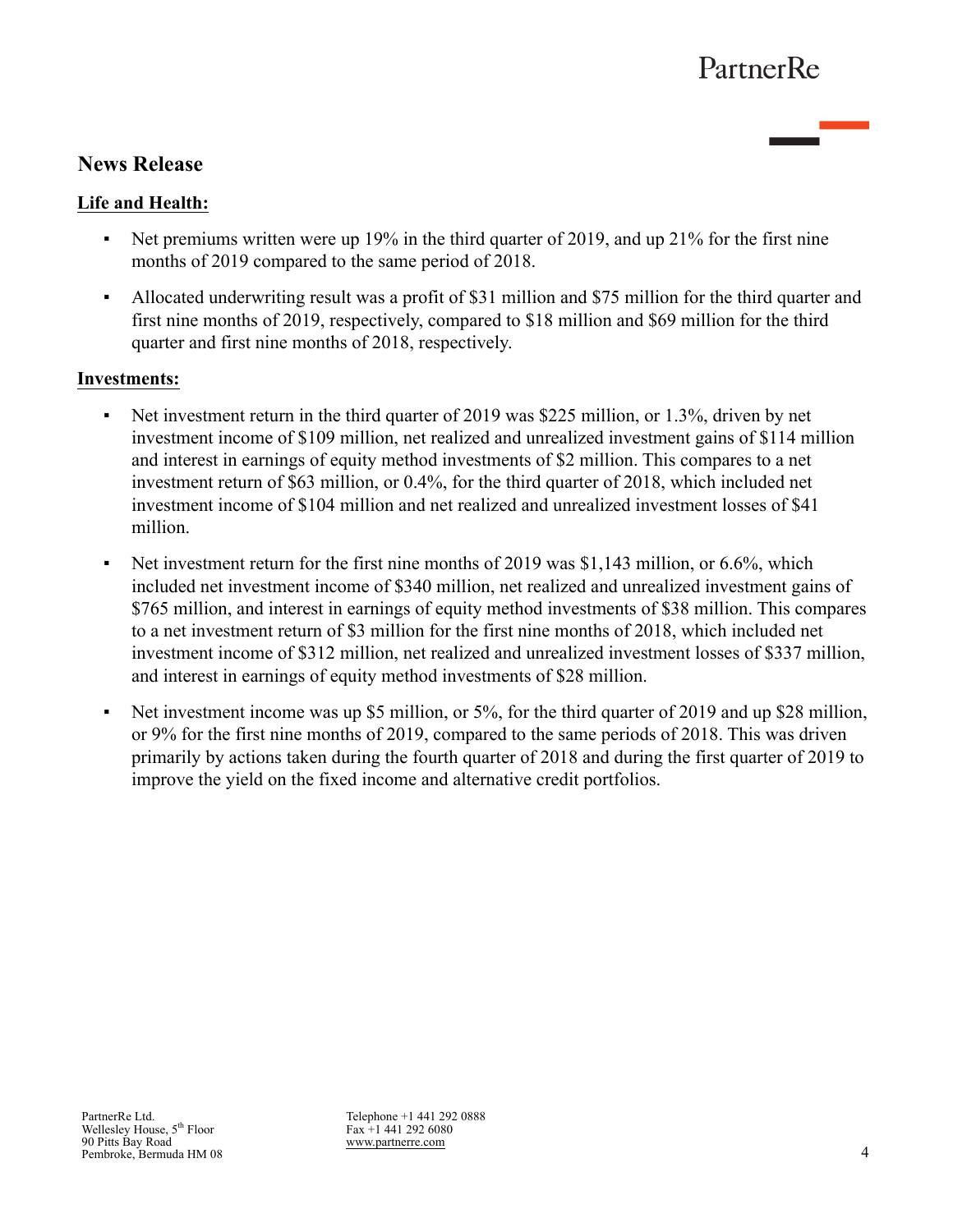## News Release

**Life and Health:**

- Net premiums written were up 19% in the third quarter of 2019, and up 21% for the first nine months of 2019 compared to the same period of 2018.
- Allocated underwriting result was a profit of $31 million and $75 million for the third quarter and first nine months of 2019, respectively, compared to $18 million and $69 million for the third quarter and first nine months of 2018, respectively.

**Investments:**

- Net investment return in the third quarter of 2019 was $225 million, or 1.3%, driven by net investment income of $109 million, net realized and unrealized investment gains of $114 million and interest in earnings of equity method investments of $2 million. This compares to a net investment return of $63 million, or 0.4%, for the third quarter of 2018, which included net investment income of $104 million and net realized and unrealized investment losses of $41 million.
- Net investment return for the first nine months of 2019 was $1,143 million, or 6.6%, which included net investment income of $340 million, net realized and unrealized investment gains of $765 million, and interest in earnings of equity method investments of $38 million. This compares to a net investment return of $3 million for the first nine months of 2018, which included net investment income of $312 million, net realized and unrealized investment losses of $337 million, and interest in earnings of equity method investments of $28 million.
- Net investment income was up $5 million, or 5%, for the third quarter of 2019 and up $28 million, or 9% for the first nine months of 2019, compared to the same periods of 2018. This was driven primarily by actions taken during the fourth quarter of 2018 and during the first quarter of 2019 to improve the yield on the fixed income and alternative credit portfolios.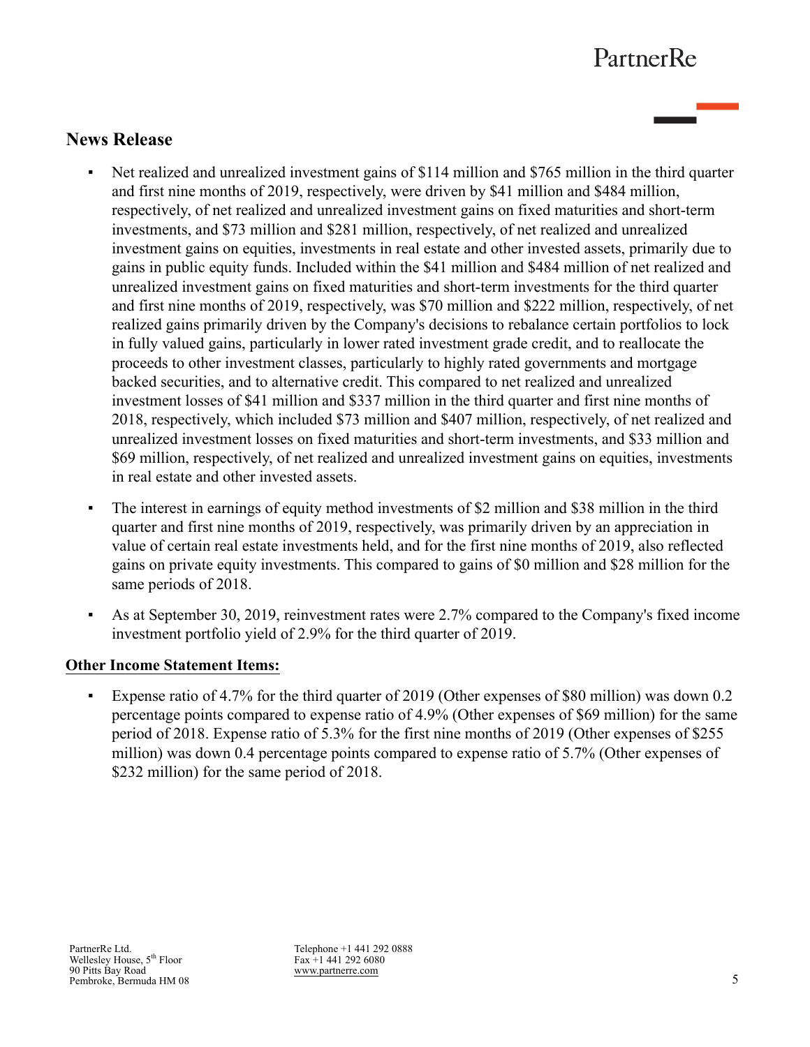## News Release

- Net realized and unrealized investment gains of $114 million and $765 million in the third quarter and first nine months of 2019, respectively, were driven by $41 million and $484 million, respectively, of net realized and unrealized investment gains on fixed maturities and short-term investments, and $73 million and $281 million, respectively, of net realized and unrealized investment gains on equities, investments in real estate and other invested assets, primarily due to gains in public equity funds. Included within the $41 million and $484 million of net realized and unrealized investment gains on fixed maturities and short-term investments for the third quarter and first nine months of 2019, respectively, was $70 million and $222 million, respectively, of net realized gains primarily driven by the Company's decisions to rebalance certain portfolios to lock in fully valued gains, particularly in lower rated investment grade credit, and to reallocate the proceeds to other investment classes, particularly to highly rated governments and mortgage backed securities, and to alternative credit. This compared to net realized and unrealized investment losses of $41 million and $337 million in the third quarter and first nine months of 2018, respectively, which included $73 million and $407 million, respectively, of net realized and unrealized investment losses on fixed maturities and short-term investments, and $33 million and $69 million, respectively, of net realized and unrealized investment gains on equities, investments in real estate and other invested assets.
- The interest in earnings of equity method investments of $2 million and $38 million in the third quarter and first nine months of 2019, respectively, was primarily driven by an appreciation in value of certain real estate investments held, and for the first nine months of 2019, also reflected gains on private equity investments. This compared to gains of $0 million and $28 million for the same periods of 2018.
- As at September 30, 2019, reinvestment rates were 2.7% compared to the Company's fixed income investment portfolio yield of 2.9% for the third quarter of 2019.

**Other Income Statement Items:**

- Expense ratio of 4.7% for the third quarter of 2019 (Other expenses of $80 million) was down 0.2 percentage points compared to expense ratio of 4.9% (Other expenses of $69 million) for the same period of 2018. Expense ratio of 5.3% for the first nine months of 2019 (Other expenses of $255 million) was down 0.4 percentage points compared to expense ratio of 5.7% (Other expenses of $232 million) for the same period of 2018.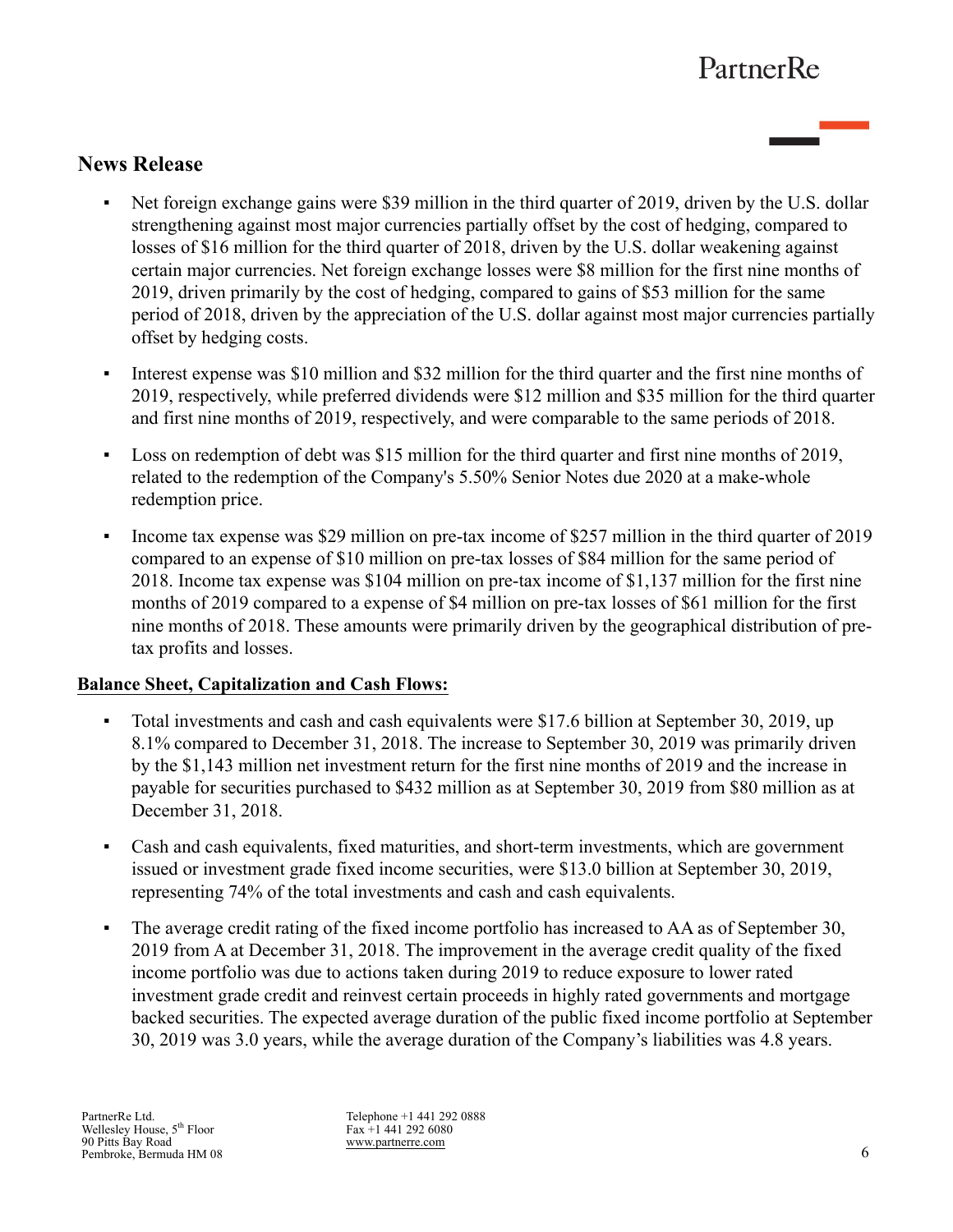## News Release

- Net foreign exchange gains were $39 million in the third quarter of 2019, driven by the U.S. dollar strengthening against most major currencies partially offset by the cost of hedging, compared to losses of $16 million for the third quarter of 2018, driven by the U.S. dollar weakening against certain major currencies. Net foreign exchange losses were $8 million for the first nine months of 2019, driven primarily by the cost of hedging, compared to gains of $53 million for the same period of 2018, driven by the appreciation of the U.S. dollar against most major currencies partially offset by hedging costs.
- Interest expense was $10 million and $32 million for the third quarter and the first nine months of 2019, respectively, while preferred dividends were $12 million and $35 million for the third quarter and first nine months of 2019, respectively, and were comparable to the same periods of 2018.
- Loss on redemption of debt was $15 million for the third quarter and first nine months of 2019, related to the redemption of the Company's 5.50% Senior Notes due 2020 at a make-whole redemption price.
- Income tax expense was $29 million on pre-tax income of $257 million in the third quarter of 2019 compared to an expense of $10 million on pre-tax losses of $84 million for the same period of 2018. Income tax expense was $104 million on pre-tax income of $1,137 million for the first nine months of 2019 compared to a expense of $4 million on pre-tax losses of $61 million for the first nine months of 2018. These amounts were primarily driven by the geographical distribution of pre-tax profits and losses.

**Balance Sheet, Capitalization and Cash Flows:**

- Total investments and cash and cash equivalents were $17.6 billion at September 30, 2019, up 8.1% compared to December 31, 2018. The increase to September 30, 2019 was primarily driven by the $1,143 million net investment return for the first nine months of 2019 and the increase in payable for securities purchased to $432 million as at September 30, 2019 from $80 million as at December 31, 2018.
- Cash and cash equivalents, fixed maturities, and short-term investments, which are government issued or investment grade fixed income securities, were $13.0 billion at September 30, 2019, representing 74% of the total investments and cash and cash equivalents.
- The average credit rating of the fixed income portfolio has increased to AA as of September 30, 2019 from A at December 31, 2018. The improvement in the average credit quality of the fixed income portfolio was due to actions taken during 2019 to reduce exposure to lower rated investment grade credit and reinvest certain proceeds in highly rated governments and mortgage backed securities. The expected average duration of the public fixed income portfolio at September 30, 2019 was 3.0 years, while the average duration of the Company's liabilities was 4.8 years.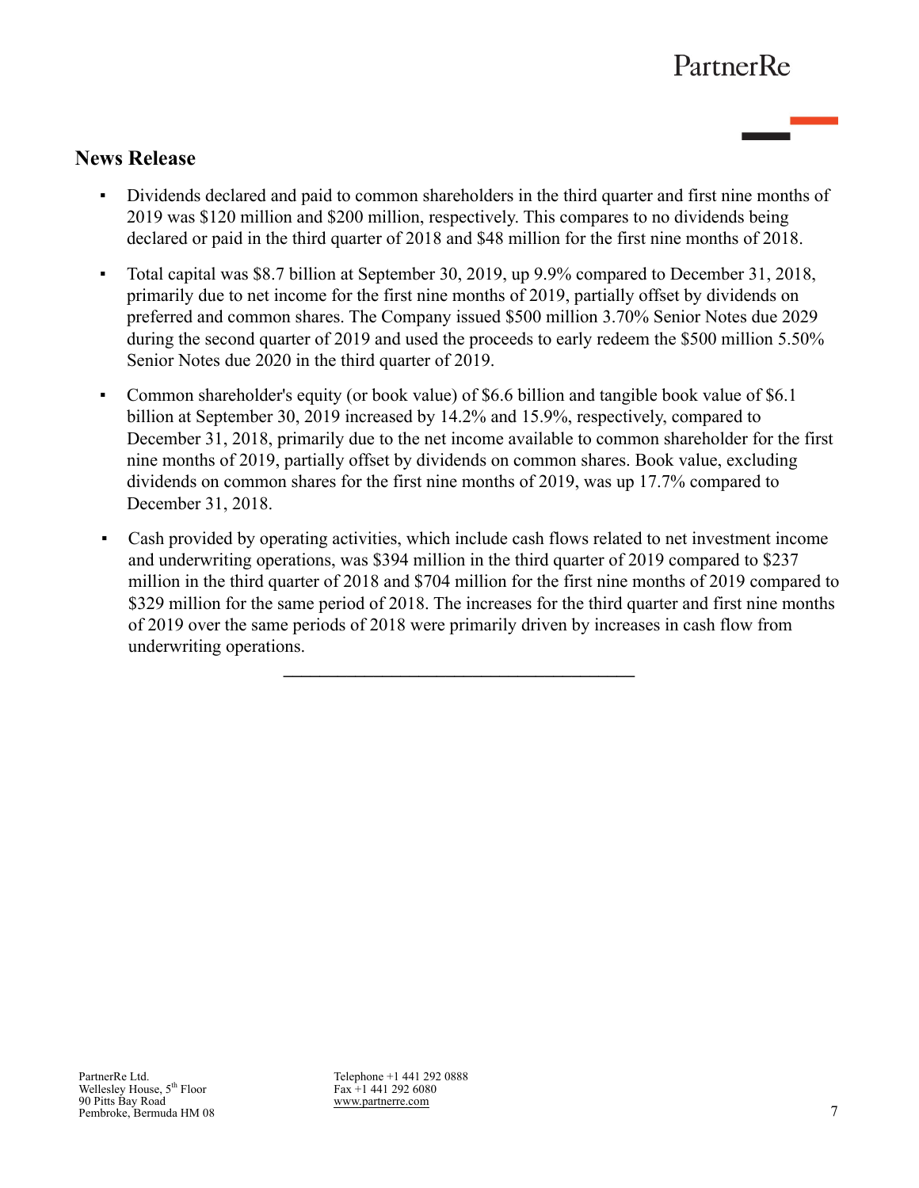## News Release

- Dividends declared and paid to common shareholders in the third quarter and first nine months of 2019 was $120 million and $200 million, respectively. This compares to no dividends being declared or paid in the third quarter of 2018 and $48 million for the first nine months of 2018.
- Total capital was $8.7 billion at September 30, 2019, up 9.9% compared to December 31, 2018, primarily due to net income for the first nine months of 2019, partially offset by dividends on preferred and common shares. The Company issued $500 million 3.70% Senior Notes due 2029 during the second quarter of 2019 and used the proceeds to early redeem the $500 million 5.50% Senior Notes due 2020 in the third quarter of 2019.
- Common shareholder's equity (or book value) of $6.6 billion and tangible book value of $6.1 billion at September 30, 2019 increased by 14.2% and 15.9%, respectively, compared to December 31, 2018, primarily due to the net income available to common shareholder for the first nine months of 2019, partially offset by dividends on common shares. Book value, excluding dividends on common shares for the first nine months of 2019, was up 17.7% compared to December 31, 2018.
- Cash provided by operating activities, which include cash flows related to net investment income and underwriting operations, was $394 million in the third quarter of 2019 compared to $237 million in the third quarter of 2018 and $704 million for the first nine months of 2019 compared to $329 million for the same period of 2018. The increases for the third quarter and first nine months of 2019 over the same periods of 2018 were primarily driven by increases in cash flow from underwriting operations.

---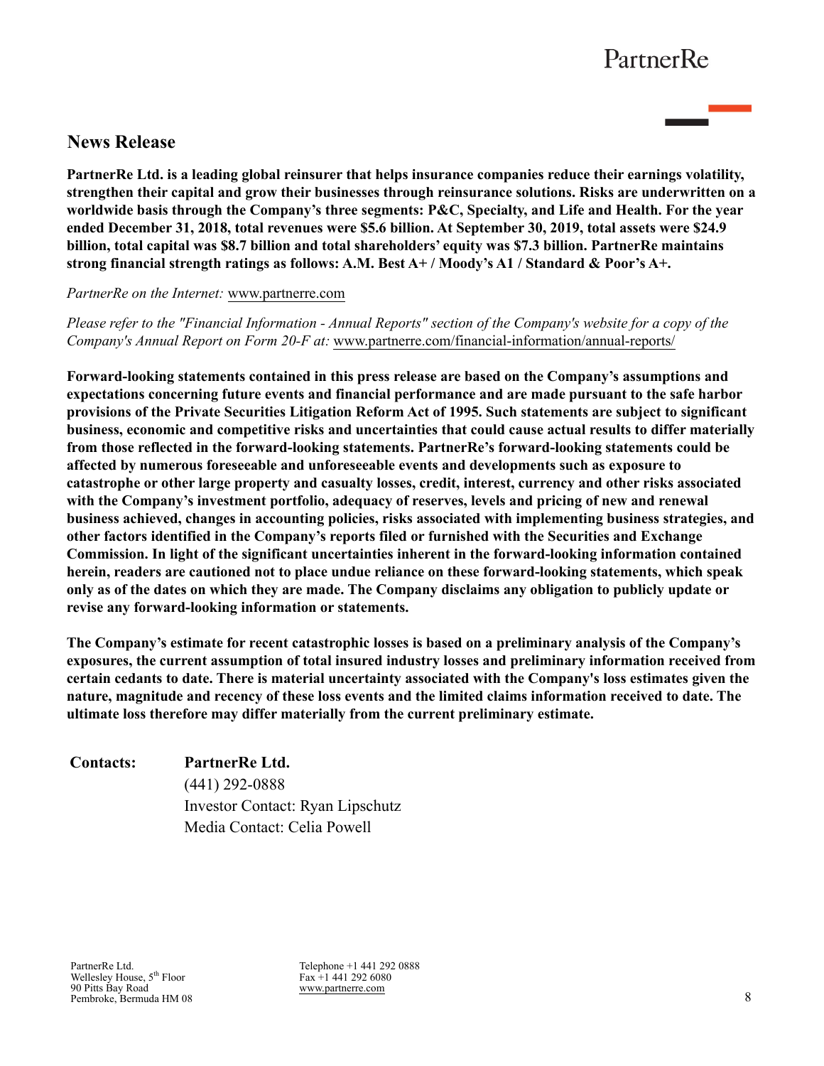## News Release

**PartnerRe Ltd. is a leading global reinsurer that helps insurance companies reduce their earnings volatility, strengthen their capital and grow their businesses through reinsurance solutions. Risks are underwritten on a worldwide basis through the Company's three segments: P&C, Specialty, and Life and Health. For the year ended December 31, 2018, total revenues were $5.6 billion. At September 30, 2019, total assets were $24.9 billion, total capital was $8.7 billion and total shareholders' equity was $7.3 billion. PartnerRe maintains strong financial strength ratings as follows: A.M. Best A+ / Moody's A1 / Standard & Poor's A+.**

*PartnerRe on the Internet:* www.partnerre.com

*Please refer to the "Financial Information - Annual Reports" section of the Company's website for a copy of the Company's Annual Report on Form 20-F at:* www.partnerre.com/financial-information/annual-reports/

**Forward-looking statements contained in this press release are based on the Company's assumptions and expectations concerning future events and financial performance and are made pursuant to the safe harbor provisions of the Private Securities Litigation Reform Act of 1995. Such statements are subject to significant business, economic and competitive risks and uncertainties that could cause actual results to differ materially from those reflected in the forward-looking statements. PartnerRe's forward-looking statements could be affected by numerous foreseeable and unforeseeable events and developments such as exposure to catastrophe or other large property and casualty losses, credit, interest, currency and other risks associated with the Company's investment portfolio, adequacy of reserves, levels and pricing of new and renewal business achieved, changes in accounting policies, risks associated with implementing business strategies, and other factors identified in the Company's reports filed or furnished with the Securities and Exchange Commission. In light of the significant uncertainties inherent in the forward-looking information contained herein, readers are cautioned not to place undue reliance on these forward-looking statements, which speak only as of the dates on which they are made. The Company disclaims any obligation to publicly update or revise any forward-looking information or statements.**

**The Company's estimate for recent catastrophic losses is based on a preliminary analysis of the Company's exposures, the current assumption of total insured industry losses and preliminary information received from certain cedants to date. There is material uncertainty associated with the Company's loss estimates given the nature, magnitude and recency of these loss events and the limited claims information received to date. The ultimate loss therefore may differ materially from the current preliminary estimate.**

**Contacts:** **PartnerRe Ltd.**
(441) 292-0888
Investor Contact: Ryan Lipschutz
Media Contact: Celia Powell

PartnerRe Ltd.
Wellesley House, 5th Floor
90 Pitts Bay Road
Pembroke, Bermuda HM 08

Telephone +1 441 292 0888
Fax +1 441 292 6080
www.partnerre.com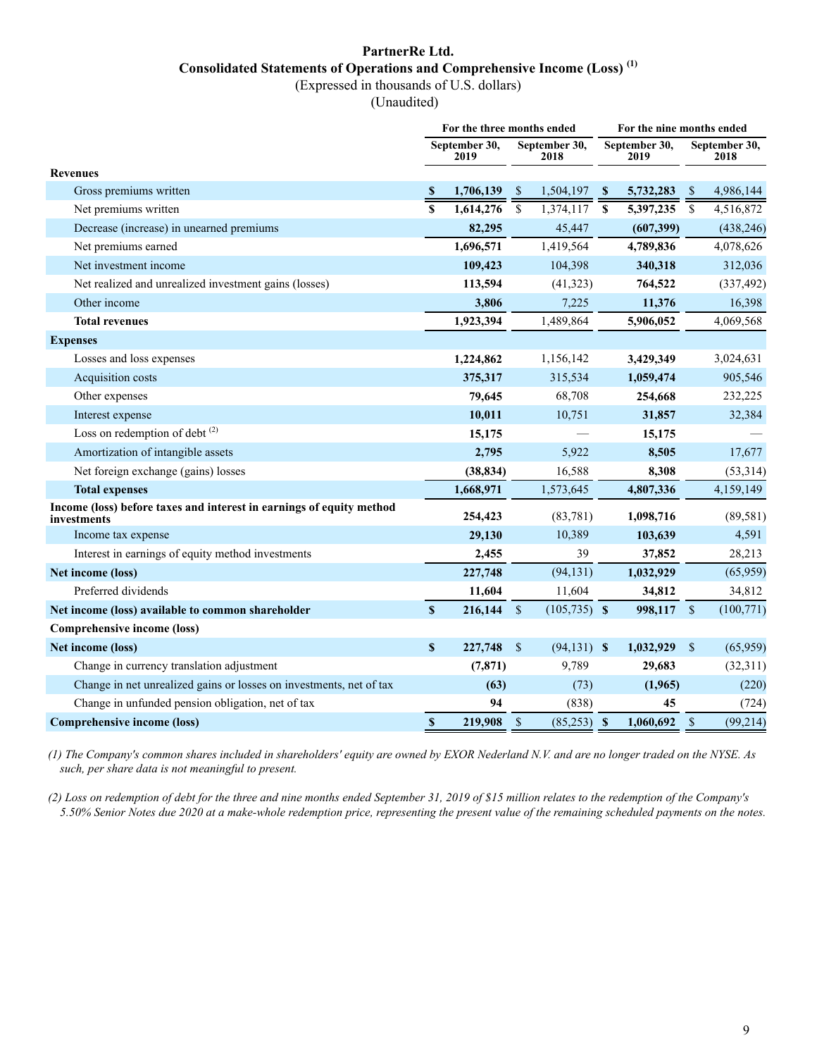# PartnerRe Ltd.

## Consolidated Statements of Operations and Comprehensive Income (Loss) [(1)]

(Expressed in thousands of U.S. dollars)

(Unaudited)

| | For the three months ended | | For the nine months ended | |
|---|---|---|---|---|
| | September 30, 2019 | September 30, 2018 | September 30, 2019 | September 30, 2018 |
| **Revenues** | | | | |
| Gross premiums written | **$ 1,706,139** | $ 1,504,197 | **$ 5,732,283** | $ 4,986,144 |
| Net premiums written | **$ 1,614,276** | $ 1,374,117 | **$ 5,397,235** | $ 4,516,872 |
| Decrease (increase) in unearned premiums | **82,295** | 45,447 | **(607,399)** | (438,246) |
| Net premiums earned | **1,696,571** | 1,419,564 | **4,789,836** | 4,078,626 |
| Net investment income | **109,423** | 104,398 | **340,318** | 312,036 |
| Net realized and unrealized investment gains (losses) | **113,594** | (41,323) | **764,522** | (337,492) |
| Other income | **3,806** | 7,225 | **11,376** | 16,398 |
| **Total revenues** | **1,923,394** | 1,489,864 | **5,906,052** | 4,069,568 |
| **Expenses** | | | | |
| Losses and loss expenses | **1,224,862** | 1,156,142 | **3,429,349** | 3,024,631 |
| Acquisition costs | **375,317** | 315,534 | **1,059,474** | 905,546 |
| Other expenses | **79,645** | 68,708 | **254,668** | 232,225 |
| Interest expense | **10,011** | 10,751 | **31,857** | 32,384 |
| Loss on redemption of debt [(2)] | **15,175** | — | **15,175** | — |
| Amortization of intangible assets | **2,795** | 5,922 | **8,505** | 17,677 |
| Net foreign exchange (gains) losses | **(38,834)** | 16,588 | **8,308** | (53,314) |
| **Total expenses** | **1,668,971** | 1,573,645 | **4,807,336** | 4,159,149 |
| **Income (loss) before taxes and interest in earnings of equity method investments** | **254,423** | (83,781) | **1,098,716** | (89,581) |
| Income tax expense | **29,130** | 10,389 | **103,639** | 4,591 |
| Interest in earnings of equity method investments | **2,455** | 39 | **37,852** | 28,213 |
| **Net income (loss)** | **227,748** | (94,131) | **1,032,929** | (65,959) |
| Preferred dividends | **11,604** | 11,604 | **34,812** | 34,812 |
| **Net income (loss) available to common shareholder** | **$ 216,144** | $ (105,735) | **$ 998,117** | $ (100,771) |
| **Comprehensive income (loss)** | | | | |
| **Net income (loss)** | **$ 227,748** | $ (94,131) | **$ 1,032,929** | $ (65,959) |
| Change in currency translation adjustment | **(7,871)** | 9,789 | **29,683** | (32,311) |
| Change in net unrealized gains or losses on investments, net of tax | **(63)** | (73) | **(1,965)** | (220) |
| Change in unfunded pension obligation, net of tax | **94** | (838) | **45** | (724) |
| **Comprehensive income (loss)** | **$ 219,908** | $ (85,253) | **$ 1,060,692** | $ (99,214) |

*(1) The Company's common shares included in shareholders' equity are owned by EXOR Nederland N.V. and are no longer traded on the NYSE. As such, per share data is not meaningful to present.*

*(2) Loss on redemption of debt for the three and nine months ended September 31, 2019 of $15 million relates to the redemption of the Company's 5.50% Senior Notes due 2020 at a make-whole redemption price, representing the present value of the remaining scheduled payments on the notes.*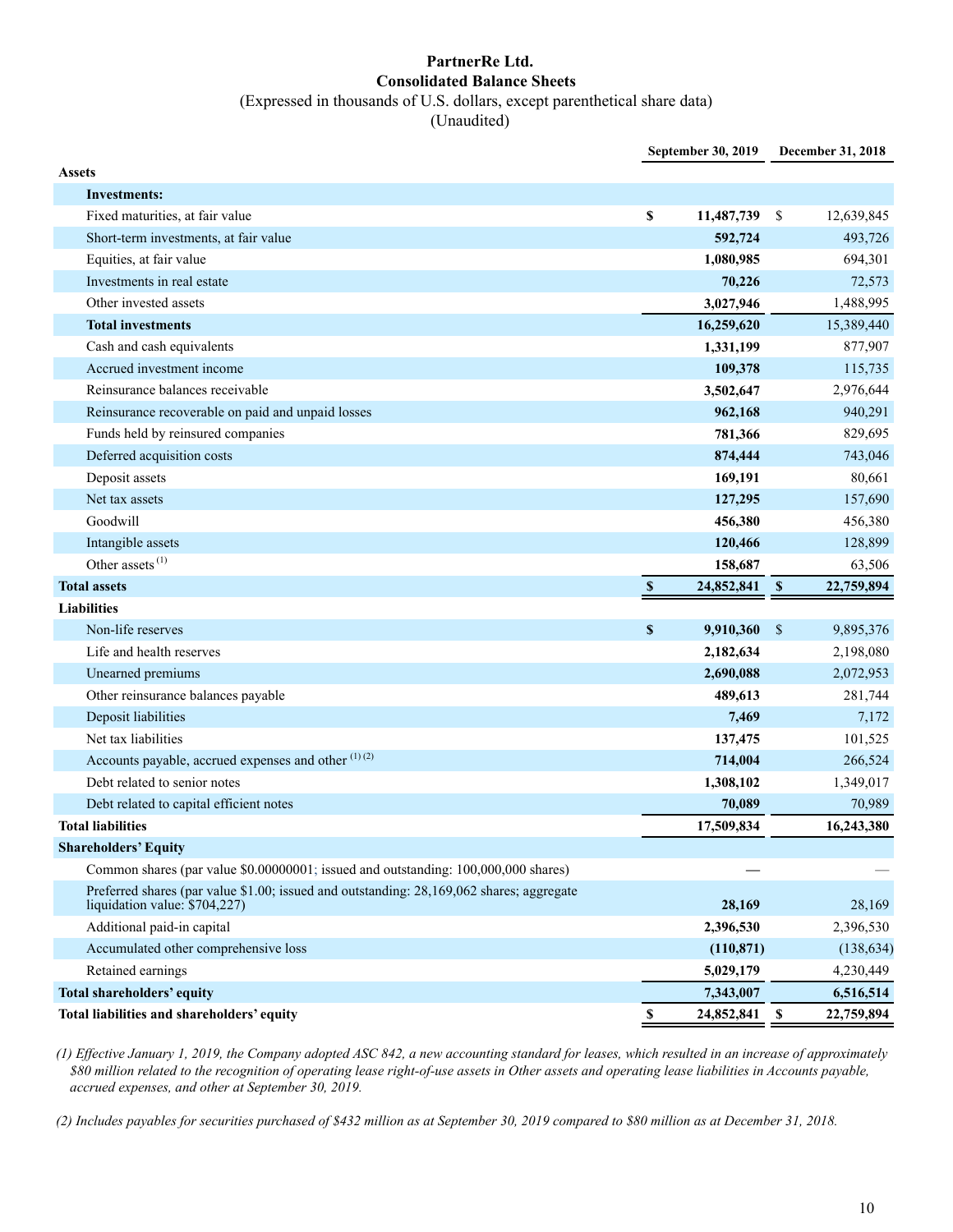# PartnerRe Ltd.
## Consolidated Balance Sheets
(Expressed in thousands of U.S. dollars, except parenthetical share data)
(Unaudited)

| | September 30, 2019 | December 31, 2018 |
|---|---|---|
| **Assets** | | |
| **Investments:** | | |
| Fixed maturities, at fair value | **$ 11,487,739** | $ 12,639,845 |
| Short-term investments, at fair value | **592,724** | 493,726 |
| Equities, at fair value | **1,080,985** | 694,301 |
| Investments in real estate | **70,226** | 72,573 |
| Other invested assets | **3,027,946** | 1,488,995 |
| **Total investments** | **16,259,620** | 15,389,440 |
| Cash and cash equivalents | **1,331,199** | 877,907 |
| Accrued investment income | **109,378** | 115,735 |
| Reinsurance balances receivable | **3,502,647** | 2,976,644 |
| Reinsurance recoverable on paid and unpaid losses | **962,168** | 940,291 |
| Funds held by reinsured companies | **781,366** | 829,695 |
| Deferred acquisition costs | **874,444** | 743,046 |
| Deposit assets | **169,191** | 80,661 |
| Net tax assets | **127,295** | 157,690 |
| Goodwill | **456,380** | 456,380 |
| Intangible assets | **120,466** | 128,899 |
| Other assets [(1)] | **158,687** | 63,506 |
| **Total assets** | **$ 24,852,841** | **$ 22,759,894** |
| **Liabilities** | | |
| Non-life reserves | **$ 9,910,360** | $ 9,895,376 |
| Life and health reserves | **2,182,634** | 2,198,080 |
| Unearned premiums | **2,690,088** | 2,072,953 |
| Other reinsurance balances payable | **489,613** | 281,744 |
| Deposit liabilities | **7,469** | 7,172 |
| Net tax liabilities | **137,475** | 101,525 |
| Accounts payable, accrued expenses and other [(1) (2)] | **714,004** | 266,524 |
| Debt related to senior notes | **1,308,102** | 1,349,017 |
| Debt related to capital efficient notes | **70,089** | 70,989 |
| **Total liabilities** | **17,509,834** | **16,243,380** |
| **Shareholders' Equity** | | |
| Common shares (par value $0.00000001; issued and outstanding: 100,000,000 shares) | **—** | — |
| Preferred shares (par value $1.00; issued and outstanding: 28,169,062 shares; aggregate liquidation value: $704,227) | **28,169** | 28,169 |
| Additional paid-in capital | **2,396,530** | 2,396,530 |
| Accumulated other comprehensive loss | **(110,871)** | (138,634) |
| Retained earnings | **5,029,179** | 4,230,449 |
| **Total shareholders' equity** | **7,343,007** | **6,516,514** |
| **Total liabilities and shareholders' equity** | **$ 24,852,841** | **$ 22,759,894** |

*(1) Effective January 1, 2019, the Company adopted ASC 842, a new accounting standard for leases, which resulted in an increase of approximately $80 million related to the recognition of operating lease right-of-use assets in Other assets and operating lease liabilities in Accounts payable, accrued expenses, and other at September 30, 2019.*

*(2) Includes payables for securities purchased of $432 million as at September 30, 2019 compared to $80 million as at December 31, 2018.*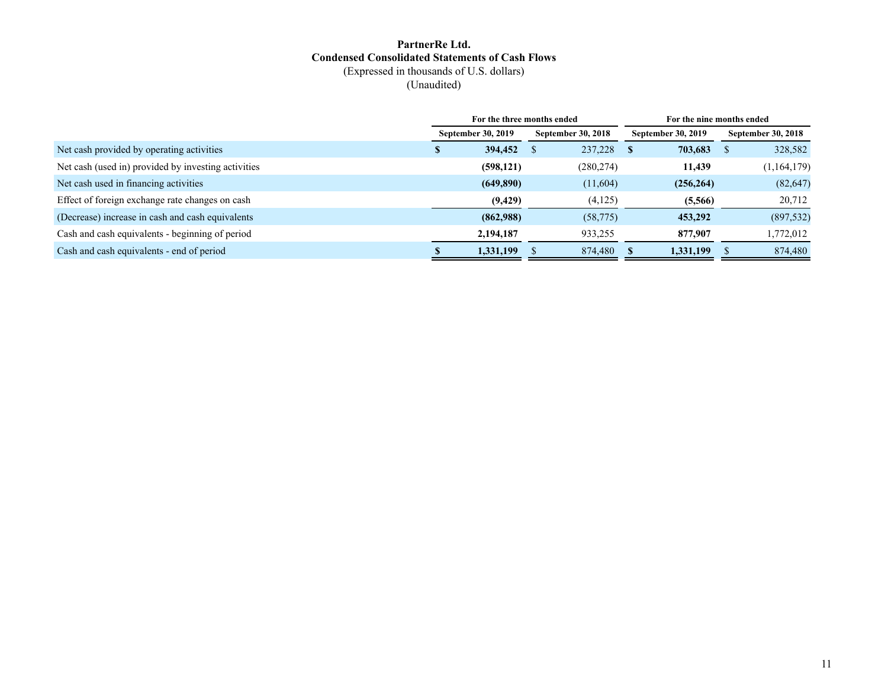**PartnerRe Ltd.**
**Condensed Consolidated Statements of Cash Flows**
(Expressed in thousands of U.S. dollars)
(Unaudited)

| | For the three months ended | | For the nine months ended | |
|---|---|---|---|---|
| | September 30, 2019 | September 30, 2018 | September 30, 2019 | September 30, 2018 |
| Net cash provided by operating activities | **$ 394,452** | $ 237,228 | **$ 703,683** | $ 328,582 |
| Net cash (used in) provided by investing activities | **(598,121)** | (280,274) | **11,439** | (1,164,179) |
| Net cash used in financing activities | **(649,890)** | (11,604) | **(256,264)** | (82,647) |
| Effect of foreign exchange rate changes on cash | **(9,429)** | (4,125) | **(5,566)** | 20,712 |
| (Decrease) increase in cash and cash equivalents | **(862,988)** | (58,775) | **453,292** | (897,532) |
| Cash and cash equivalents - beginning of period | **2,194,187** | 933,255 | **877,907** | 1,772,012 |
| Cash and cash equivalents - end of period | **$ 1,331,199** | $ 874,480 | **$ 1,331,199** | $ 874,480 |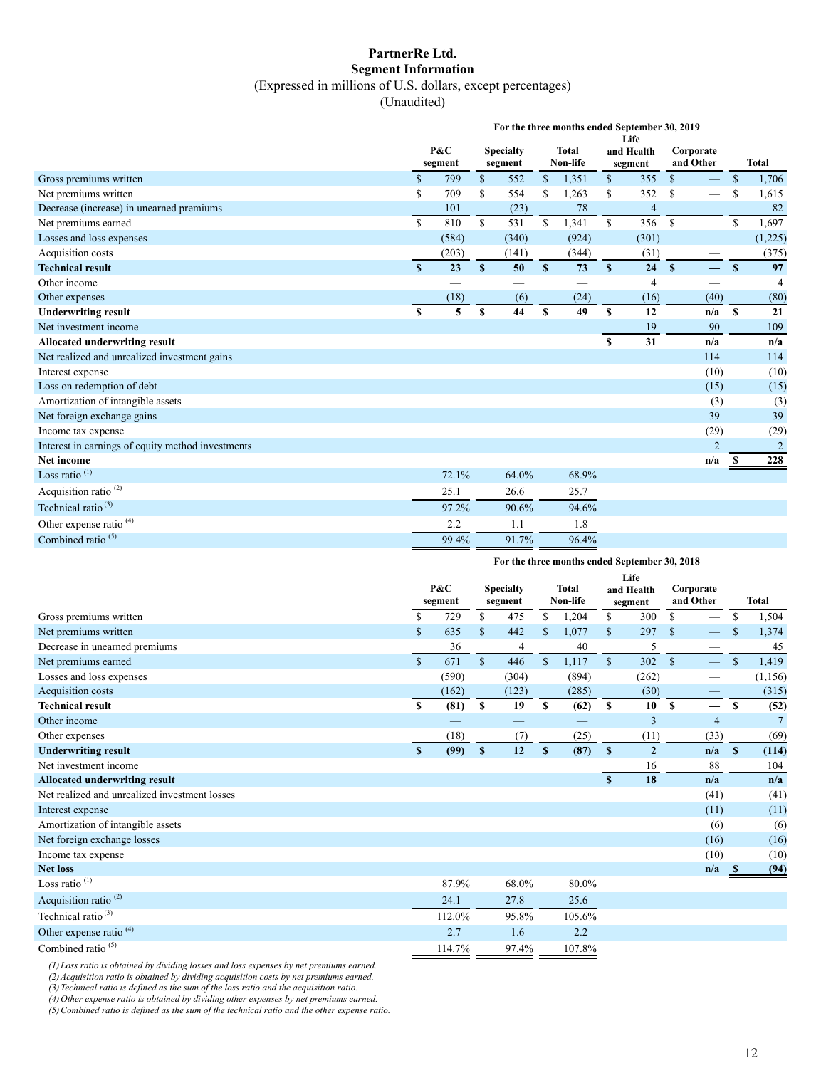# PartnerRe Ltd.
## Segment Information
(Expressed in millions of U.S. dollars, except percentages)
(Unaudited)

| | For the three months ended September 30, 2019 | | | | | |
|---|---|---|---|---|---|---|
| | P&C segment | Specialty segment | Total Non-life | Life and Health segment | Corporate and Other | Total |
| Gross premiums written | $ 799 | $ 552 | $ 1,351 | $ 355 | $ — | $ 1,706 |
| Net premiums written | $ 709 | $ 554 | $ 1,263 | $ 352 | $ — | $ 1,615 |
| Decrease (increase) in unearned premiums | 101 | (23) | 78 | 4 | — | 82 |
| Net premiums earned | $ 810 | $ 531 | $ 1,341 | $ 356 | $ — | $ 1,697 |
| Losses and loss expenses | (584) | (340) | (924) | (301) | — | (1,225) |
| Acquisition costs | (203) | (141) | (344) | (31) | — | (375) |
| **Technical result** | **$ 23** | **$ 50** | **$ 73** | **$ 24** | **$ —** | **$ 97** |
| Other income | — | — | — | 4 | — | 4 |
| Other expenses | (18) | (6) | (24) | (16) | (40) | (80) |
| **Underwriting result** | **$ 5** | **$ 44** | **$ 49** | **$ 12** | **n/a** | **$ 21** |
| Net investment income | | | | 19 | 90 | 109 |
| **Allocated underwriting result** | | | | **$ 31** | **n/a** | **n/a** |
| Net realized and unrealized investment gains | | | | | 114 | 114 |
| Interest expense | | | | | (10) | (10) |
| Loss on redemption of debt | | | | | (15) | (15) |
| Amortization of intangible assets | | | | | (3) | (3) |
| Net foreign exchange gains | | | | | 39 | 39 |
| Income tax expense | | | | | (29) | (29) |
| Interest in earnings of equity method investments | | | | | 2 | 2 |
| **Net income** | | | | | **n/a** | **$ 228** |
| Loss ratio (1) | 72.1% | 64.0% | 68.9% | | | |
| Acquisition ratio (2) | 25.1 | 26.6 | 25.7 | | | |
| Technical ratio (3) | 97.2% | 90.6% | 94.6% | | | |
| Other expense ratio (4) | 2.2 | 1.1 | 1.8 | | | |
| Combined ratio (5) | 99.4% | 91.7% | 96.4% | | | |

| | For the three months ended September 30, 2018 | | | | | |
|---|---|---|---|---|---|---|
| | P&C segment | Specialty segment | Total Non-life | Life and Health segment | Corporate and Other | Total |
| Gross premiums written | $ 729 | $ 475 | $ 1,204 | $ 300 | $ — | $ 1,504 |
| Net premiums written | $ 635 | $ 442 | $ 1,077 | $ 297 | $ — | $ 1,374 |
| Decrease in unearned premiums | 36 | 4 | 40 | 5 | — | 45 |
| Net premiums earned | $ 671 | $ 446 | $ 1,117 | $ 302 | $ — | $ 1,419 |
| Losses and loss expenses | (590) | (304) | (894) | (262) | — | (1,156) |
| Acquisition costs | (162) | (123) | (285) | (30) | — | (315) |
| **Technical result** | **$ (81)** | **$ 19** | **$ (62)** | **$ 10** | **$ —** | **$ (52)** |
| Other income | — | — | — | 3 | 4 | 7 |
| Other expenses | (18) | (7) | (25) | (11) | (33) | (69) |
| **Underwriting result** | **$ (99)** | **$ 12** | **$ (87)** | **$ 2** | **n/a** | **$ (114)** |
| Net investment income | | | | 16 | 88 | 104 |
| **Allocated underwriting result** | | | | **$ 18** | **n/a** | **n/a** |
| Net realized and unrealized investment losses | | | | | (41) | (41) |
| Interest expense | | | | | (11) | (11) |
| Amortization of intangible assets | | | | | (6) | (6) |
| Net foreign exchange losses | | | | | (16) | (16) |
| Income tax expense | | | | | (10) | (10) |
| **Net loss** | | | | | **n/a** | **$ (94)** |
| Loss ratio (1) | 87.9% | 68.0% | 80.0% | | | |
| Acquisition ratio (2) | 24.1 | 27.8 | 25.6 | | | |
| Technical ratio (3) | 112.0% | 95.8% | 105.6% | | | |
| Other expense ratio (4) | 2.7 | 1.6 | 2.2 | | | |
| Combined ratio (5) | 114.7% | 97.4% | 107.8% | | | |

*(1) Loss ratio is obtained by dividing losses and loss expenses by net premiums earned.*
*(2) Acquisition ratio is obtained by dividing acquisition costs by net premiums earned.*
*(3) Technical ratio is defined as the sum of the loss ratio and the acquisition ratio.*
*(4) Other expense ratio is obtained by dividing other expenses by net premiums earned.*
*(5) Combined ratio is defined as the sum of the technical ratio and the other expense ratio.*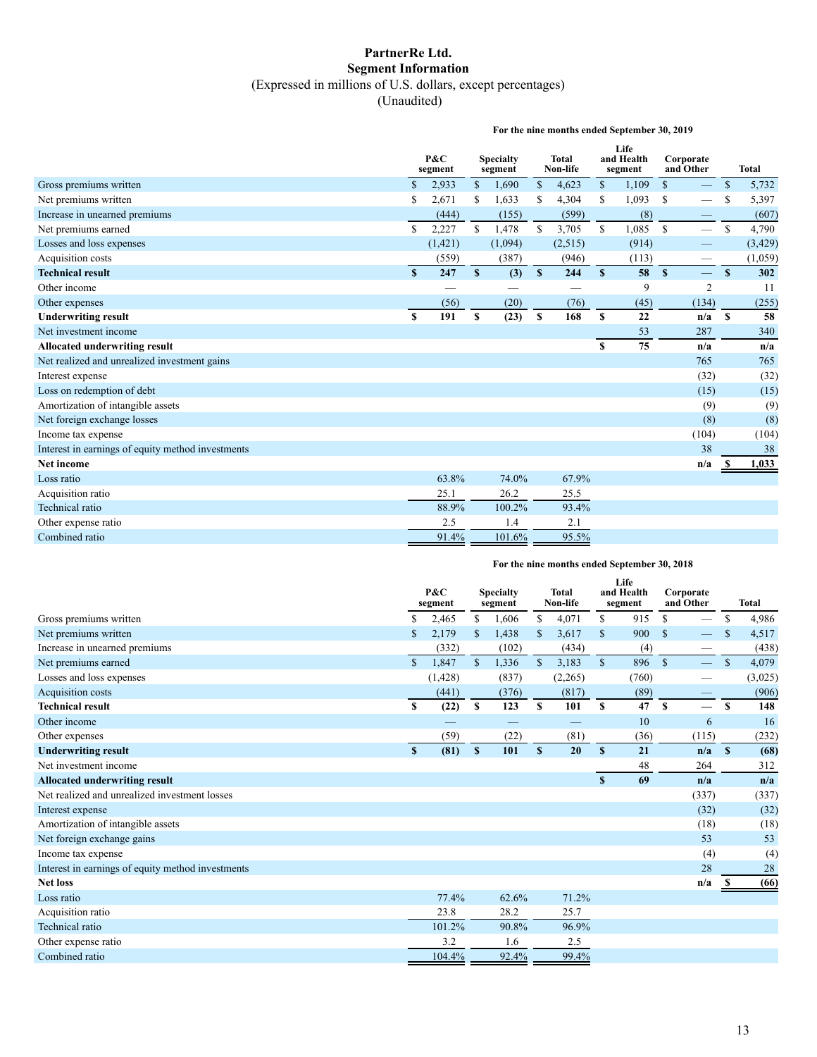# PartnerRe Ltd.
## Segment Information
(Expressed in millions of U.S. dollars, except percentages)
(Unaudited)

**For the nine months ended September 30, 2019**

| | P&C segment | Specialty segment | Total Non-life | Life and Health segment | Corporate and Other | Total |
|---|---|---|---|---|---|---|
| Gross premiums written | $ 2,933 | $ 1,690 | $ 4,623 | $ 1,109 | $ — | $ 5,732 |
| Net premiums written | $ 2,671 | $ 1,633 | $ 4,304 | $ 1,093 | $ — | $ 5,397 |
| Increase in unearned premiums | (444) | (155) | (599) | (8) | — | (607) |
| Net premiums earned | $ 2,227 | $ 1,478 | $ 3,705 | $ 1,085 | $ — | $ 4,790 |
| Losses and loss expenses | (1,421) | (1,094) | (2,515) | (914) | — | (3,429) |
| Acquisition costs | (559) | (387) | (946) | (113) | — | (1,059) |
| **Technical result** | **$ 247** | **$ (3)** | **$ 244** | **$ 58** | **$ —** | **$ 302** |
| Other income | — | — | — | 9 | 2 | 11 |
| Other expenses | (56) | (20) | (76) | (45) | (134) | (255) |
| **Underwriting result** | **$ 191** | **$ (23)** | **$ 168** | **$ 22** | **n/a** | **$ 58** |
| Net investment income | | | | 53 | 287 | 340 |
| **Allocated underwriting result** | | | | **$ 75** | **n/a** | **n/a** |
| Net realized and unrealized investment gains | | | | | 765 | 765 |
| Interest expense | | | | | (32) | (32) |
| Loss on redemption of debt | | | | | (15) | (15) |
| Amortization of intangible assets | | | | | (9) | (9) |
| Net foreign exchange losses | | | | | (8) | (8) |
| Income tax expense | | | | | (104) | (104) |
| Interest in earnings of equity method investments | | | | | 38 | 38 |
| **Net income** | | | | | **n/a** | **$ 1,033** |
| Loss ratio | 63.8% | 74.0% | 67.9% | | | |
| Acquisition ratio | 25.1 | 26.2 | 25.5 | | | |
| Technical ratio | 88.9% | 100.2% | 93.4% | | | |
| Other expense ratio | 2.5 | 1.4 | 2.1 | | | |
| Combined ratio | 91.4% | 101.6% | 95.5% | | | |

**For the nine months ended September 30, 2018**

| | P&C segment | Specialty segment | Total Non-life | Life and Health segment | Corporate and Other | Total |
|---|---|---|---|---|---|---|
| Gross premiums written | $ 2,465 | $ 1,606 | $ 4,071 | $ 915 | $ — | $ 4,986 |
| Net premiums written | $ 2,179 | $ 1,438 | $ 3,617 | $ 900 | $ — | $ 4,517 |
| Increase in unearned premiums | (332) | (102) | (434) | (4) | — | (438) |
| Net premiums earned | $ 1,847 | $ 1,336 | $ 3,183 | $ 896 | $ — | $ 4,079 |
| Losses and loss expenses | (1,428) | (837) | (2,265) | (760) | — | (3,025) |
| Acquisition costs | (441) | (376) | (817) | (89) | — | (906) |
| **Technical result** | **$ (22)** | **$ 123** | **$ 101** | **$ 47** | **$ —** | **$ 148** |
| Other income | — | — | — | 10 | 6 | 16 |
| Other expenses | (59) | (22) | (81) | (36) | (115) | (232) |
| **Underwriting result** | **$ (81)** | **$ 101** | **$ 20** | **$ 21** | **n/a** | **$ (68)** |
| Net investment income | | | | 48 | 264 | 312 |
| **Allocated underwriting result** | | | | **$ 69** | **n/a** | **n/a** |
| Net realized and unrealized investment losses | | | | | (337) | (337) |
| Interest expense | | | | | (32) | (32) |
| Amortization of intangible assets | | | | | (18) | (18) |
| Net foreign exchange gains | | | | | 53 | 53 |
| Income tax expense | | | | | (4) | (4) |
| Interest in earnings of equity method investments | | | | | 28 | 28 |
| **Net loss** | | | | | **n/a** | **$ (66)** |
| Loss ratio | 77.4% | 62.6% | 71.2% | | | |
| Acquisition ratio | 23.8 | 28.2 | 25.7 | | | |
| Technical ratio | 101.2% | 90.8% | 96.9% | | | |
| Other expense ratio | 3.2 | 1.6 | 2.5 | | | |
| Combined ratio | 104.4% | 92.4% | 99.4% | | | |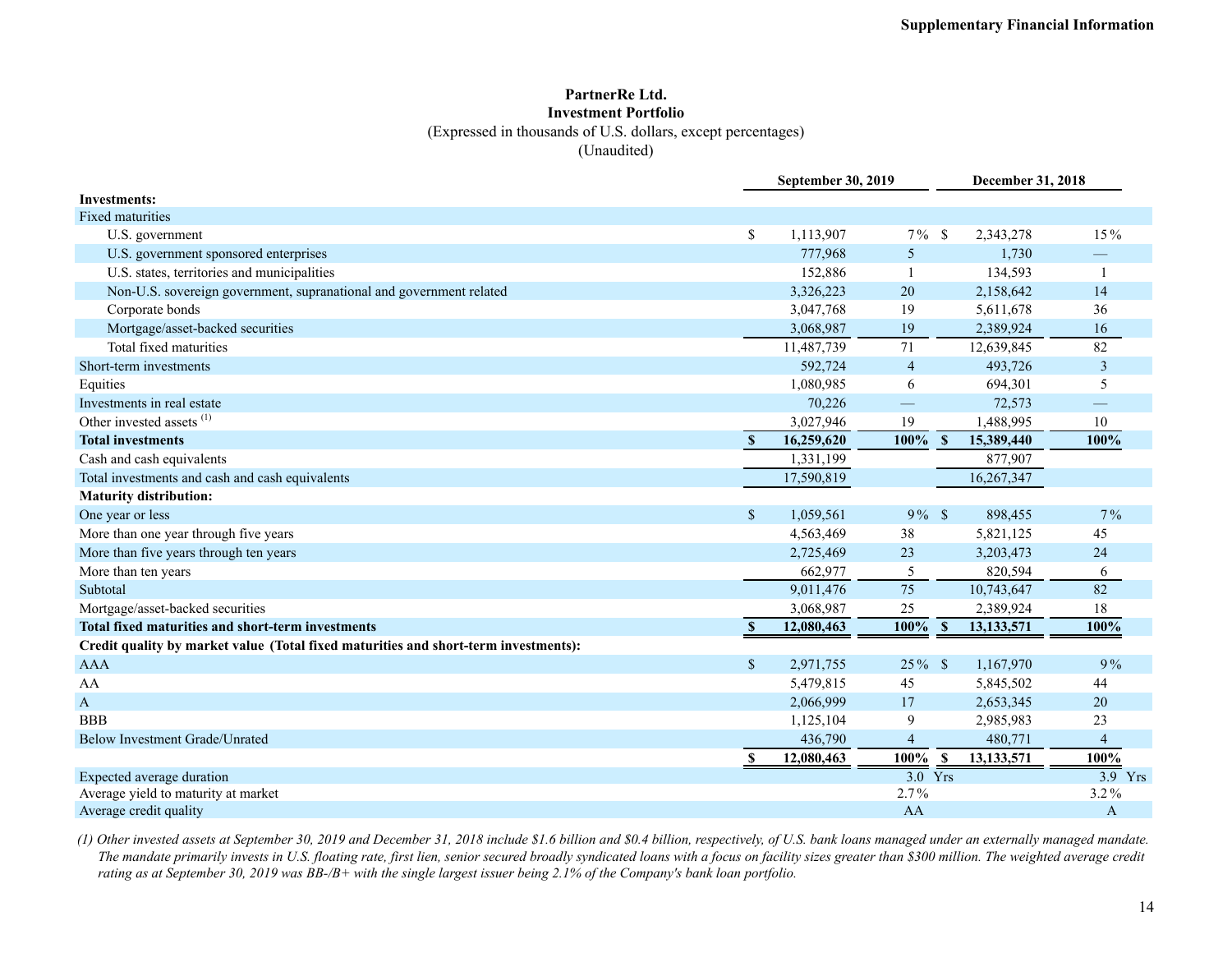**Supplementary Financial Information**

# PartnerRe Ltd.
## Investment Portfolio
(Expressed in thousands of U.S. dollars, except percentages)
(Unaudited)

| | September 30, 2019 | | December 31, 2018 | |
|---|---|---|---|---|
| **Investments:** | | | | |
| Fixed maturities | | | | |
| U.S. government | $ 1,113,907 | 7 % | $ 2,343,278 | 15 % |
| U.S. government sponsored enterprises | 777,968 | 5 | 1,730 | — |
| U.S. states, territories and municipalities | 152,886 | 1 | 134,593 | 1 |
| Non-U.S. sovereign government, supranational and government related | 3,326,223 | 20 | 2,158,642 | 14 |
| Corporate bonds | 3,047,768 | 19 | 5,611,678 | 36 |
| Mortgage/asset-backed securities | 3,068,987 | 19 | 2,389,924 | 16 |
| Total fixed maturities | 11,487,739 | 71 | 12,639,845 | 82 |
| Short-term investments | 592,724 | 4 | 493,726 | 3 |
| Equities | 1,080,985 | 6 | 694,301 | 5 |
| Investments in real estate | 70,226 | — | 72,573 | — |
| Other invested assets [(1)] | 3,027,946 | 19 | 1,488,995 | 10 |
| **Total investments** | **$ 16,259,620** | **100%** | **$ 15,389,440** | **100%** |
| Cash and cash equivalents | 1,331,199 | | 877,907 | |
| Total investments and cash and cash equivalents | 17,590,819 | | 16,267,347 | |
| **Maturity distribution:** | | | | |
| One year or less | $ 1,059,561 | 9 % | $ 898,455 | 7 % |
| More than one year through five years | 4,563,469 | 38 | 5,821,125 | 45 |
| More than five years through ten years | 2,725,469 | 23 | 3,203,473 | 24 |
| More than ten years | 662,977 | 5 | 820,594 | 6 |
| Subtotal | 9,011,476 | 75 | 10,743,647 | 82 |
| Mortgage/asset-backed securities | 3,068,987 | 25 | 2,389,924 | 18 |
| **Total fixed maturities and short-term investments** | **$ 12,080,463** | **100%** | **$ 13,133,571** | **100%** |
| **Credit quality by market value (Total fixed maturities and short-term investments):** | | | | |
| AAA | $ 2,971,755 | 25 % | $ 1,167,970 | 9 % |
| AA | 5,479,815 | 45 | 5,845,502 | 44 |
| A | 2,066,999 | 17 | 2,653,345 | 20 |
| BBB | 1,125,104 | 9 | 2,985,983 | 23 |
| Below Investment Grade/Unrated | 436,790 | 4 | 480,771 | 4 |
| | **$ 12,080,463** | **100%** | **$ 13,133,571** | **100%** |
| Expected average duration | | 3.0 Yrs | | 3.9 Yrs |
| Average yield to maturity at market | | 2.7 % | | 3.2 % |
| Average credit quality | | AA | | A |

*(1) Other invested assets at September 30, 2019 and December 31, 2018 include $1.6 billion and $0.4 billion, respectively, of U.S. bank loans managed under an externally managed mandate. The mandate primarily invests in U.S. floating rate, first lien, senior secured broadly syndicated loans with a focus on facility sizes greater than $300 million. The weighted average credit rating as at September 30, 2019 was BB-/B+ with the single largest issuer being 2.1% of the Company's bank loan portfolio.*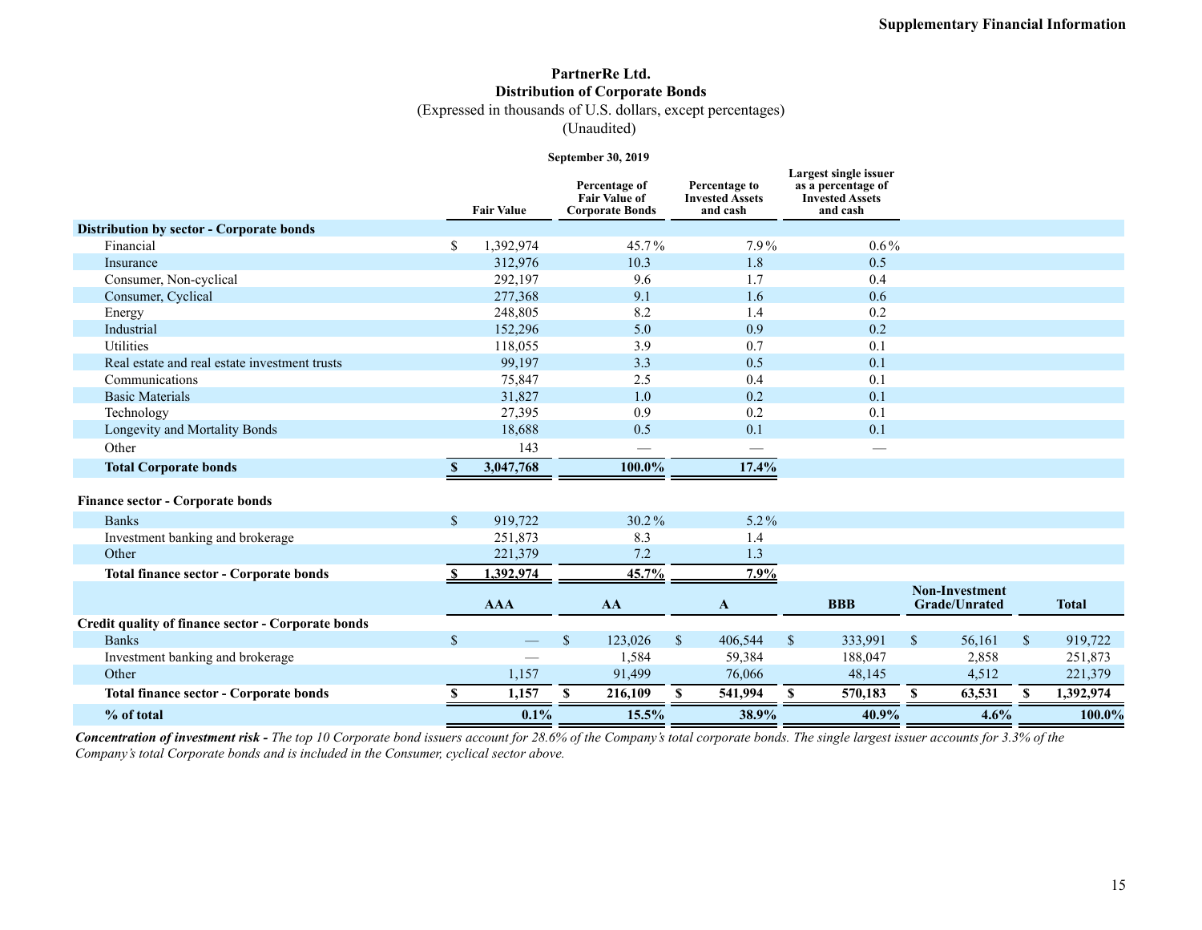# PartnerRe Ltd.
## Distribution of Corporate Bonds
(Expressed in thousands of U.S. dollars, except percentages)
(Unaudited)

**September 30, 2019**

| | Fair Value | Percentage of Fair Value of Corporate Bonds | Percentage to Invested Assets and cash | Largest single issuer as a percentage of Invested Assets and cash |
|---|---|---|---|---|
| **Distribution by sector - Corporate bonds** | | | | |
| Financial | $ 1,392,974 | 45.7% | 7.9% | 0.6% |
| Insurance | 312,976 | 10.3 | 1.8 | 0.5 |
| Consumer, Non-cyclical | 292,197 | 9.6 | 1.7 | 0.4 |
| Consumer, Cyclical | 277,368 | 9.1 | 1.6 | 0.6 |
| Energy | 248,805 | 8.2 | 1.4 | 0.2 |
| Industrial | 152,296 | 5.0 | 0.9 | 0.2 |
| Utilities | 118,055 | 3.9 | 0.7 | 0.1 |
| Real estate and real estate investment trusts | 99,197 | 3.3 | 0.5 | 0.1 |
| Communications | 75,847 | 2.5 | 0.4 | 0.1 |
| Basic Materials | 31,827 | 1.0 | 0.2 | 0.1 |
| Technology | 27,395 | 0.9 | 0.2 | 0.1 |
| Longevity and Mortality Bonds | 18,688 | 0.5 | 0.1 | 0.1 |
| Other | 143 | — | — | — |
| **Total Corporate bonds** | **$ 3,047,768** | **100.0%** | **17.4%** | |
| | | | | |
| **Finance sector - Corporate bonds** | | | | |
| Banks | $ 919,722 | 30.2% | 5.2% | |
| Investment banking and brokerage | 251,873 | 8.3 | 1.4 | |
| Other | 221,379 | 7.2 | 1.3 | |
| **Total finance sector - Corporate bonds** | **$ 1,392,974** | **45.7%** | **7.9%** | |

| | AAA | AA | A | BBB | Non-Investment Grade/Unrated | Total |
|---|---|---|---|---|---|---|
| **Credit quality of finance sector - Corporate bonds** | | | | | | |
| Banks | $ — | $ 123,026 | $ 406,544 | $ 333,991 | $ 56,161 | $ 919,722 |
| Investment banking and brokerage | — | 1,584 | 59,384 | 188,047 | 2,858 | 251,873 |
| Other | 1,157 | 91,499 | 76,066 | 48,145 | 4,512 | 221,379 |
| **Total finance sector - Corporate bonds** | **$ 1,157** | **$ 216,109** | **$ 541,994** | **$ 570,183** | **$ 63,531** | **$ 1,392,974** |
| **% of total** | **0.1%** | **15.5%** | **38.9%** | **40.9%** | **4.6%** | **100.0%** |

***Concentration of investment risk -*** *The top 10 Corporate bond issuers account for 28.6% of the Company's total corporate bonds. The single largest issuer accounts for 3.3% of the Company's total Corporate bonds and is included in the Consumer, cyclical sector above.*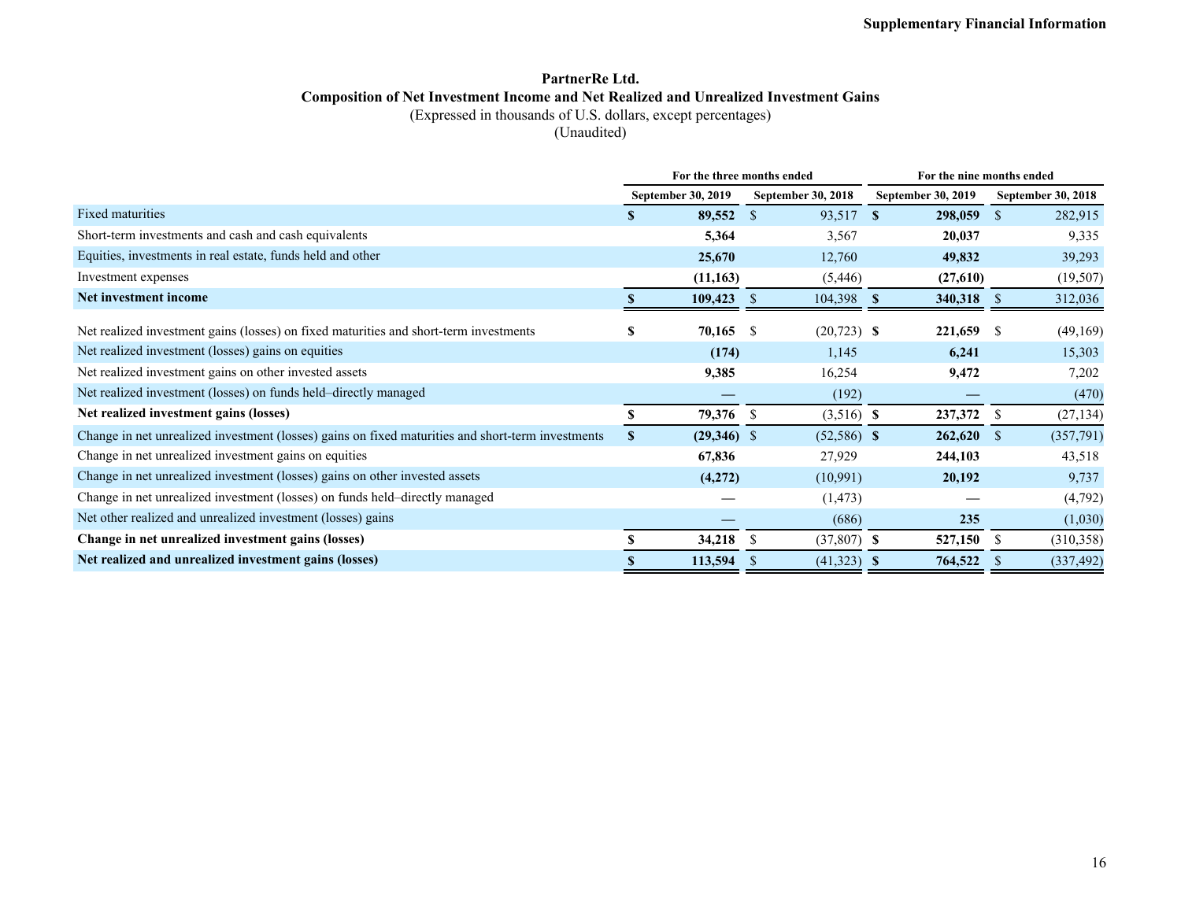Supplementary Financial Information

**PartnerRe Ltd.**
**Composition of Net Investment Income and Net Realized and Unrealized Investment Gains**
(Expressed in thousands of U.S. dollars, except percentages)
(Unaudited)

| | For the three months ended | | For the nine months ended | |
|---|---|---|---|---|
| | September 30, 2019 | September 30, 2018 | September 30, 2019 | September 30, 2018 |
| Fixed maturities | $ 89,552 | $ 93,517 | $ 298,059 | $ 282,915 |
| Short-term investments and cash and cash equivalents | 5,364 | 3,567 | 20,037 | 9,335 |
| Equities, investments in real estate, funds held and other | 25,670 | 12,760 | 49,832 | 39,293 |
| Investment expenses | (11,163) | (5,446) | (27,610) | (19,507) |
| **Net investment income** | $ 109,423 | $ 104,398 | $ 340,318 | $ 312,036 |
| Net realized investment gains (losses) on fixed maturities and short-term investments | $ 70,165 | $ (20,723) | $ 221,659 | $ (49,169) |
| Net realized investment (losses) gains on equities | (174) | 1,145 | 6,241 | 15,303 |
| Net realized investment gains on other invested assets | 9,385 | 16,254 | 9,472 | 7,202 |
| Net realized investment (losses) on funds held–directly managed | — | (192) | — | (470) |
| **Net realized investment gains (losses)** | $ 79,376 | $ (3,516) | $ 237,372 | $ (27,134) |
| Change in net unrealized investment (losses) gains on fixed maturities and short-term investments | $ (29,346) | $ (52,586) | $ 262,620 | $ (357,791) |
| Change in net unrealized investment gains on equities | 67,836 | 27,929 | 244,103 | 43,518 |
| Change in net unrealized investment (losses) gains on other invested assets | (4,272) | (10,991) | 20,192 | 9,737 |
| Change in net unrealized investment (losses) on funds held–directly managed | — | (1,473) | — | (4,792) |
| Net other realized and unrealized investment (losses) gains | — | (686) | 235 | (1,030) |
| **Change in net unrealized investment gains (losses)** | $ 34,218 | $ (37,807) | $ 527,150 | $ (310,358) |
| **Net realized and unrealized investment gains (losses)** | $ 113,594 | $ (41,323) | $ 764,522 | $ (337,492) |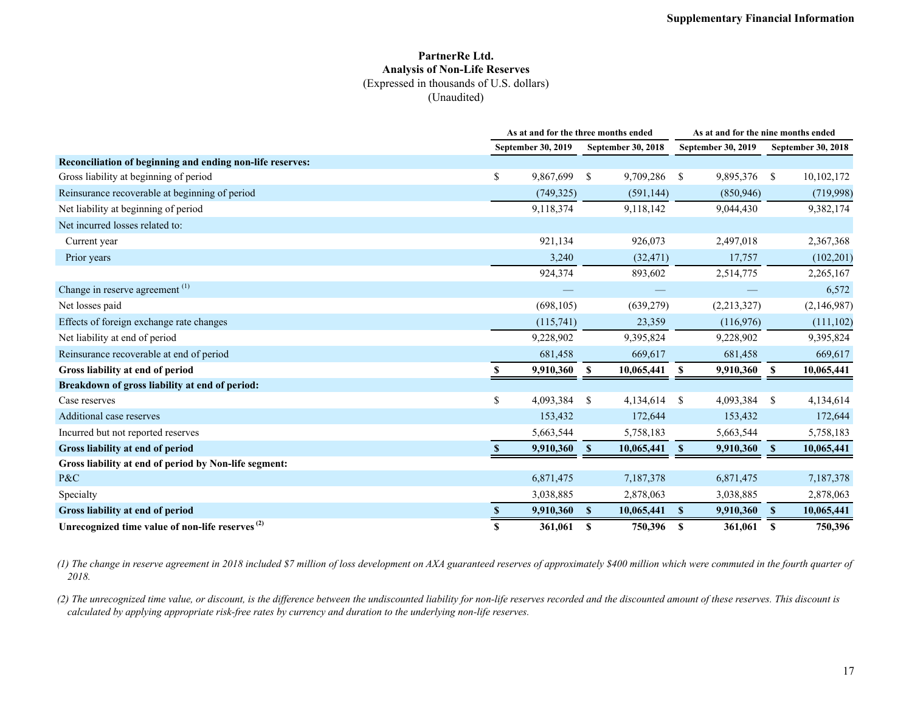Supplementary Financial Information

# PartnerRe Ltd.
## Analysis of Non-Life Reserves
(Expressed in thousands of U.S. dollars)
(Unaudited)

| | As at and for the three months ended | | As at and for the nine months ended | |
|---|---|---|---|---|
| | September 30, 2019 | September 30, 2018 | September 30, 2019 | September 30, 2018 |
| **Reconciliation of beginning and ending non-life reserves:** | | | | |
| Gross liability at beginning of period | $ 9,867,699 | $ 9,709,286 | $ 9,895,376 | $ 10,102,172 |
| Reinsurance recoverable at beginning of period | (749,325) | (591,144) | (850,946) | (719,998) |
| Net liability at beginning of period | 9,118,374 | 9,118,142 | 9,044,430 | 9,382,174 |
| Net incurred losses related to: | | | | |
| Current year | 921,134 | 926,073 | 2,497,018 | 2,367,368 |
| Prior years | 3,240 | (32,471) | 17,757 | (102,201) |
| | 924,374 | 893,602 | 2,514,775 | 2,265,167 |
| Change in reserve agreement (1) | — | — | — | 6,572 |
| Net losses paid | (698,105) | (639,279) | (2,213,327) | (2,146,987) |
| Effects of foreign exchange rate changes | (115,741) | 23,359 | (116,976) | (111,102) |
| Net liability at end of period | 9,228,902 | 9,395,824 | 9,228,902 | 9,395,824 |
| Reinsurance recoverable at end of period | 681,458 | 669,617 | 681,458 | 669,617 |
| **Gross liability at end of period** | **$ 9,910,360** | **$ 10,065,441** | **$ 9,910,360** | **$ 10,065,441** |
| **Breakdown of gross liability at end of period:** | | | | |
| Case reserves | $ 4,093,384 | $ 4,134,614 | $ 4,093,384 | $ 4,134,614 |
| Additional case reserves | 153,432 | 172,644 | 153,432 | 172,644 |
| Incurred but not reported reserves | 5,663,544 | 5,758,183 | 5,663,544 | 5,758,183 |
| **Gross liability at end of period** | **$ 9,910,360** | **$ 10,065,441** | **$ 9,910,360** | **$ 10,065,441** |
| **Gross liability at end of period by Non-life segment:** | | | | |
| P&C | 6,871,475 | 7,187,378 | 6,871,475 | 7,187,378 |
| Specialty | 3,038,885 | 2,878,063 | 3,038,885 | 2,878,063 |
| **Gross liability at end of period** | **$ 9,910,360** | **$ 10,065,441** | **$ 9,910,360** | **$ 10,065,441** |
| **Unrecognized time value of non-life reserves (2)** | **$ 361,061** | **$ 750,396** | **$ 361,061** | **$ 750,396** |

*(1) The change in reserve agreement in 2018 included $7 million of loss development on AXA guaranteed reserves of approximately $400 million which were commuted in the fourth quarter of 2018.*

*(2) The unrecognized time value, or discount, is the difference between the undiscounted liability for non-life reserves recorded and the discounted amount of these reserves. This discount is calculated by applying appropriate risk-free rates by currency and duration to the underlying non-life reserves.*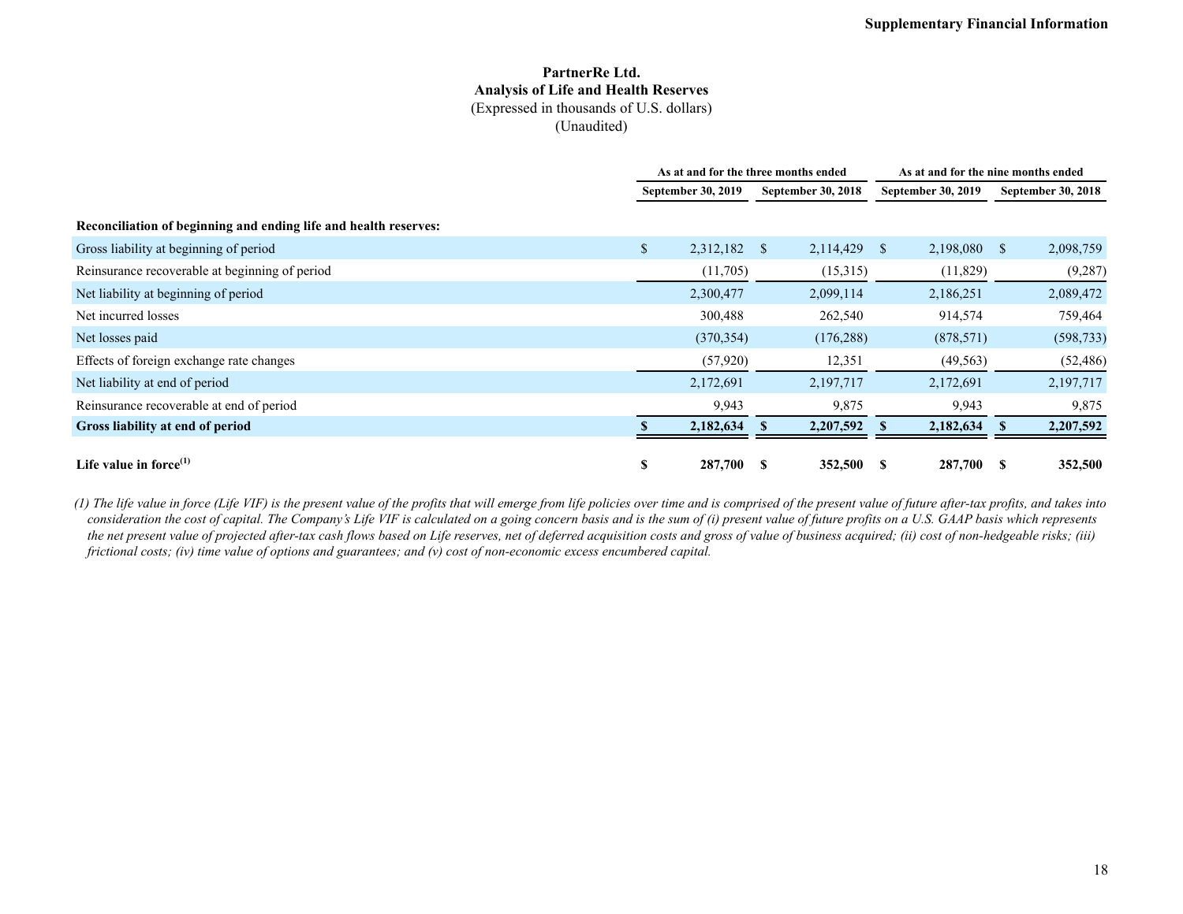**Supplementary Financial Information**

# PartnerRe Ltd.
## Analysis of Life and Health Reserves
(Expressed in thousands of U.S. dollars)
(Unaudited)

| | As at and for the three months ended | | As at and for the nine months ended | |
|---|---|---|---|---|
| | September 30, 2019 | September 30, 2018 | September 30, 2019 | September 30, 2018 |
| **Reconciliation of beginning and ending life and health reserves:** | | | | |
| Gross liability at beginning of period | $ 2,312,182 | $ 2,114,429 | $ 2,198,080 | $ 2,098,759 |
| Reinsurance recoverable at beginning of period | (11,705) | (15,315) | (11,829) | (9,287) |
| Net liability at beginning of period | 2,300,477 | 2,099,114 | 2,186,251 | 2,089,472 |
| Net incurred losses | 300,488 | 262,540 | 914,574 | 759,464 |
| Net losses paid | (370,354) | (176,288) | (878,571) | (598,733) |
| Effects of foreign exchange rate changes | (57,920) | 12,351 | (49,563) | (52,486) |
| Net liability at end of period | 2,172,691 | 2,197,717 | 2,172,691 | 2,197,717 |
| Reinsurance recoverable at end of period | 9,943 | 9,875 | 9,943 | 9,875 |
| **Gross liability at end of period** | **$ 2,182,634** | **$ 2,207,592** | **$ 2,182,634** | **$ 2,207,592** |
| **Life value in force[1]** | **$ 287,700** | **$ 352,500** | **$ 287,700** | **$ 352,500** |

*(1) The life value in force (Life VIF) is the present value of the profits that will emerge from life policies over time and is comprised of the present value of future after-tax profits, and takes into consideration the cost of capital. The Company's Life VIF is calculated on a going concern basis and is the sum of (i) present value of future profits on a U.S. GAAP basis which represents the net present value of projected after-tax cash flows based on Life reserves, net of deferred acquisition costs and gross of value of business acquired; (ii) cost of non-hedgeable risks; (iii) frictional costs; (iv) time value of options and guarantees; and (v) cost of non-economic excess encumbered capital.*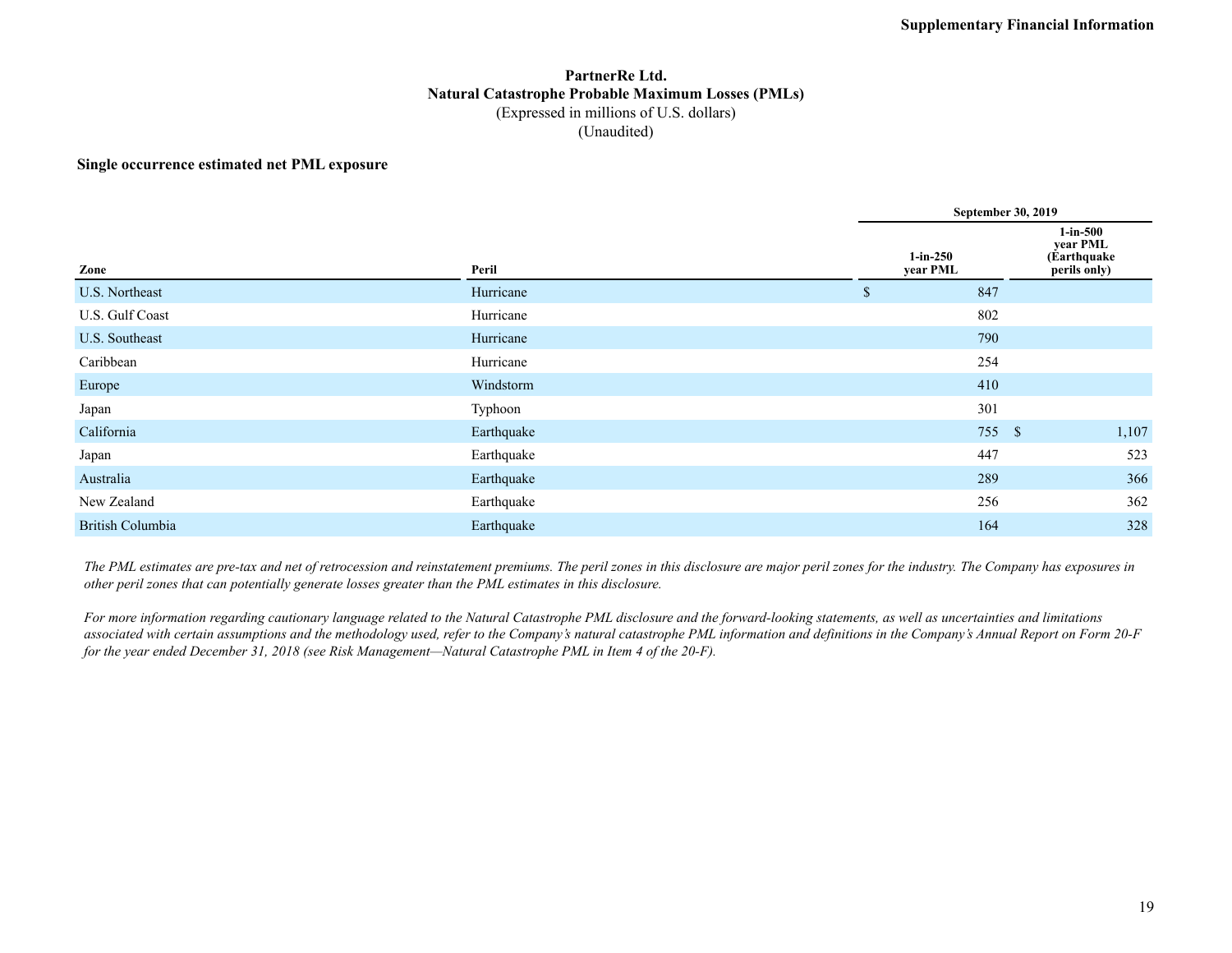# PartnerRe Ltd.

## Natural Catastrophe Probable Maximum Losses (PMLs)

(Expressed in millions of U.S. dollars)

(Unaudited)

**Single occurrence estimated net PML exposure**

| | | September 30, 2019 | |
|---|---|---|---|
| **Zone** | **Peril** | **1-in-250 year PML** | **1-in-500 year PML (Earthquake perils only)** |
| U.S. Northeast | Hurricane | $ 847 | |
| U.S. Gulf Coast | Hurricane | 802 | |
| U.S. Southeast | Hurricane | 790 | |
| Caribbean | Hurricane | 254 | |
| Europe | Windstorm | 410 | |
| Japan | Typhoon | 301 | |
| California | Earthquake | 755 | $ 1,107 |
| Japan | Earthquake | 447 | 523 |
| Australia | Earthquake | 289 | 366 |
| New Zealand | Earthquake | 256 | 362 |
| British Columbia | Earthquake | 164 | 328 |

*The PML estimates are pre-tax and net of retrocession and reinstatement premiums. The peril zones in this disclosure are major peril zones for the industry. The Company has exposures in other peril zones that can potentially generate losses greater than the PML estimates in this disclosure.*

*For more information regarding cautionary language related to the Natural Catastrophe PML disclosure and the forward-looking statements, as well as uncertainties and limitations associated with certain assumptions and the methodology used, refer to the Company's natural catastrophe PML information and definitions in the Company's Annual Report on Form 20-F for the year ended December 31, 2018 (see Risk Management—Natural Catastrophe PML in Item 4 of the 20-F).*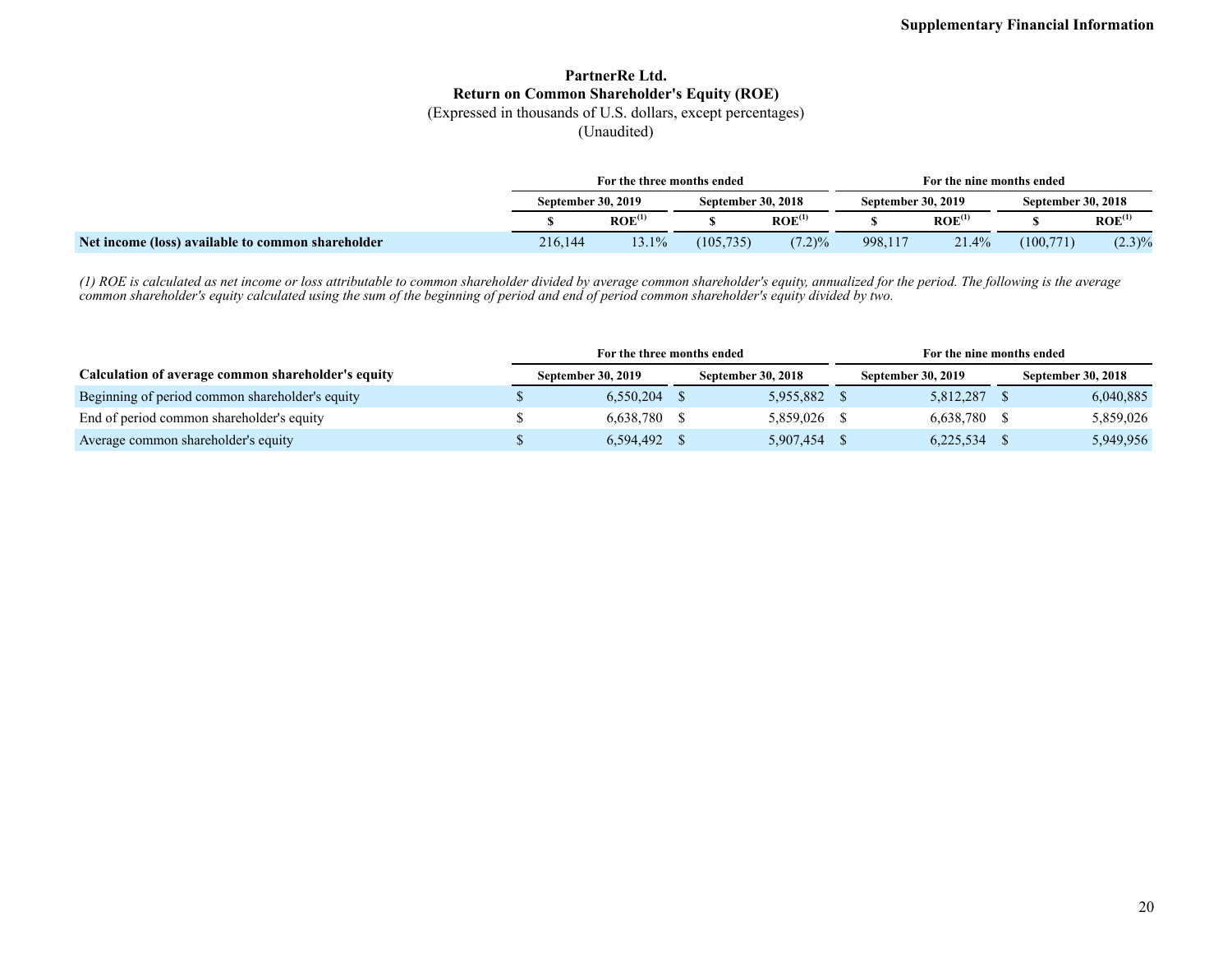# PartnerRe Ltd.
## Return on Common Shareholder's Equity (ROE)
(Expressed in thousands of U.S. dollars, except percentages)
(Unaudited)

| | For the three months ended | | | | For the nine months ended | | | |
|---|---|---|---|---|---|---|---|---|
| | September 30, 2019 | | September 30, 2018 | | September 30, 2019 | | September 30, 2018 | |
| | $ | ROE[1] | $ | ROE[1] | $ | ROE[1] | $ | ROE[1] |
| **Net income (loss) available to common shareholder** | 216,144 | 13.1% | (105,735) | (7.2)% | 998,117 | 21.4% | (100,771) | (2.3)% |

*(1) ROE is calculated as net income or loss attributable to common shareholder divided by average common shareholder's equity, annualized for the period. The following is the average common shareholder's equity calculated using the sum of the beginning of period and end of period common shareholder's equity divided by two.*

| | For the three months ended | | For the nine months ended | |
|---|---|---|---|---|
| **Calculation of average common shareholder's equity** | September 30, 2019 | September 30, 2018 | September 30, 2019 | September 30, 2018 |
| Beginning of period common shareholder's equity | $ 6,550,204 | $ 5,955,882 | $ 5,812,287 | $ 6,040,885 |
| End of period common shareholder's equity | $ 6,638,780 | $ 5,859,026 | $ 6,638,780 | $ 5,859,026 |
| Average common shareholder's equity | $ 6,594,492 | $ 5,907,454 | $ 6,225,534 | $ 5,949,956 |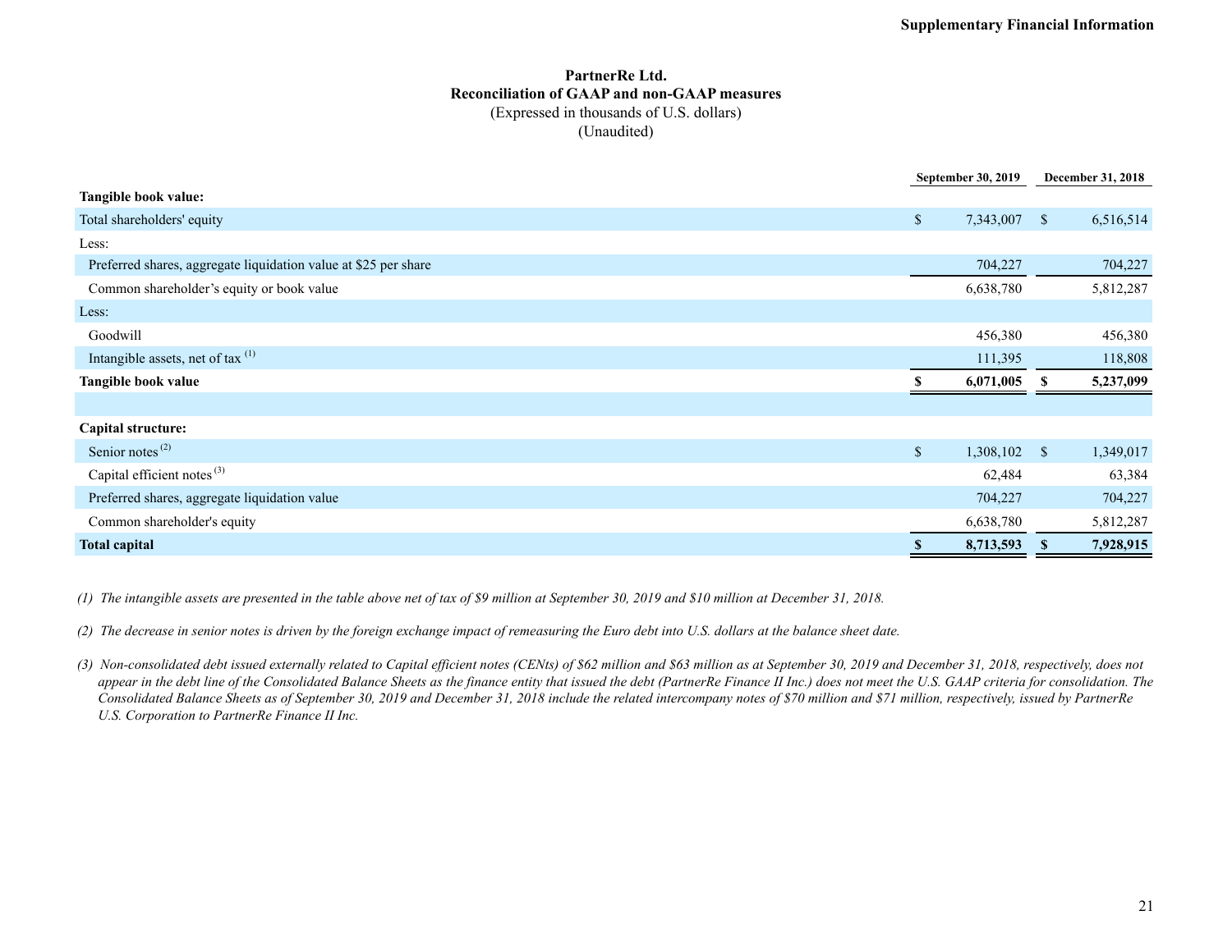# PartnerRe Ltd.

## Reconciliation of GAAP and non-GAAP measures

(Expressed in thousands of U.S. dollars)

(Unaudited)

| | September 30, 2019 | December 31, 2018 |
|---|---|---|
| **Tangible book value:** | | |
| Total shareholders' equity | $ 7,343,007 | $ 6,516,514 |
| Less: | | |
| Preferred shares, aggregate liquidation value at $25 per share | 704,227 | 704,227 |
| Common shareholder's equity or book value | 6,638,780 | 5,812,287 |
| Less: | | |
| Goodwill | 456,380 | 456,380 |
| Intangible assets, net of tax [(1)] | 111,395 | 118,808 |
| **Tangible book value** | **$ 6,071,005** | **$ 5,237,099** |
| | | |
| **Capital structure:** | | |
| Senior notes [(2)] | $ 1,308,102 | $ 1,349,017 |
| Capital efficient notes [(3)] | 62,484 | 63,384 |
| Preferred shares, aggregate liquidation value | 704,227 | 704,227 |
| Common shareholder's equity | 6,638,780 | 5,812,287 |
| **Total capital** | **$ 8,713,593** | **$ 7,928,915** |

*(1) The intangible assets are presented in the table above net of tax of $9 million at September 30, 2019 and $10 million at December 31, 2018.*

*(2) The decrease in senior notes is driven by the foreign exchange impact of remeasuring the Euro debt into U.S. dollars at the balance sheet date.*

*(3) Non-consolidated debt issued externally related to Capital efficient notes (CENts) of $62 million and $63 million as at September 30, 2019 and December 31, 2018, respectively, does not appear in the debt line of the Consolidated Balance Sheets as the finance entity that issued the debt (PartnerRe Finance II Inc.) does not meet the U.S. GAAP criteria for consolidation. The Consolidated Balance Sheets as of September 30, 2019 and December 31, 2018 include the related intercompany notes of $70 million and $71 million, respectively, issued by PartnerRe U.S. Corporation to PartnerRe Finance II Inc.*